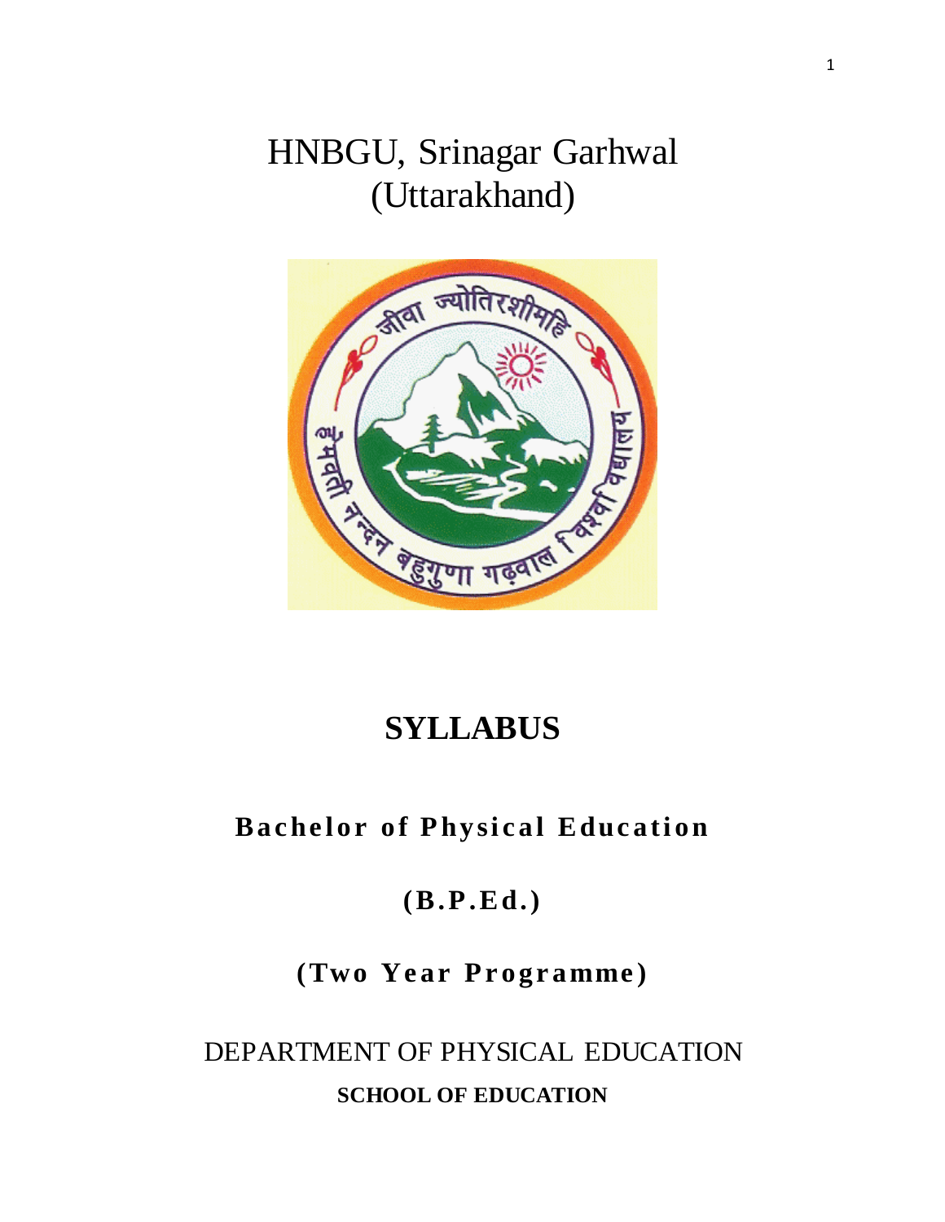# HNBGU, Srinagar Garhwal (Uttarakhand)

# SYLLABUS

## Bachelor of Physical Education

## (B.P.Ed.)

## (Two Year Programme)

DEPARTMENT OF PHYSICAL EDUCATION

**SCHOOL OF EDUCATION**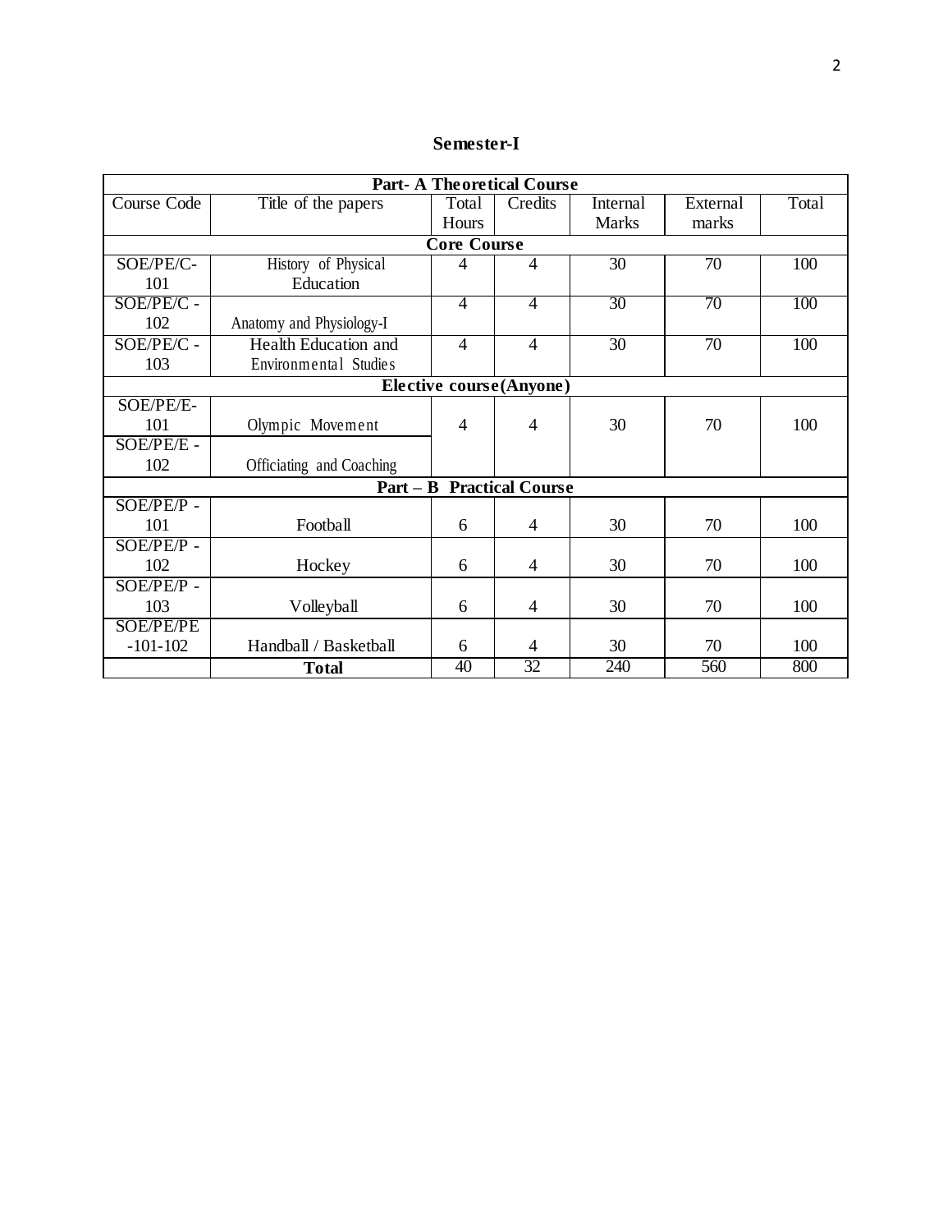## Semester-I

| Course Code | Title of the papers | Total Hours | Credits | Internal Marks | External marks | Total |
|---|---|---|---|---|---|---|
| **Part- A Theoretical Course** | | | | | | |
| **Core Course** | | | | | | |
| SOE/PE/C-101 | History of Physical Education | 4 | 4 | 30 | 70 | 100 |
| SOE/PE/C - 102 | Anatomy and Physiology-I | 4 | 4 | 30 | 70 | 100 |
| SOE/PE/C - 103 | Health Education and Environmental Studies | 4 | 4 | 30 | 70 | 100 |
| **Elective course(Anyone)** | | | | | | |
| SOE/PE/E-101 | Olympic Movement | 4 | 4 | 30 | 70 | 100 |
| SOE/PE/E - 102 | Officiating and Coaching | | | | | |
| **Part – B Practical Course** | | | | | | |
| SOE/PE/P - 101 | Football | 6 | 4 | 30 | 70 | 100 |
| SOE/PE/P - 102 | Hockey | 6 | 4 | 30 | 70 | 100 |
| SOE/PE/P - 103 | Volleyball | 6 | 4 | 30 | 70 | 100 |
| SOE/PE/PE -101-102 | Handball / Basketball | 6 | 4 | 30 | 70 | 100 |
| | **Total** | 40 | 32 | 240 | 560 | 800 |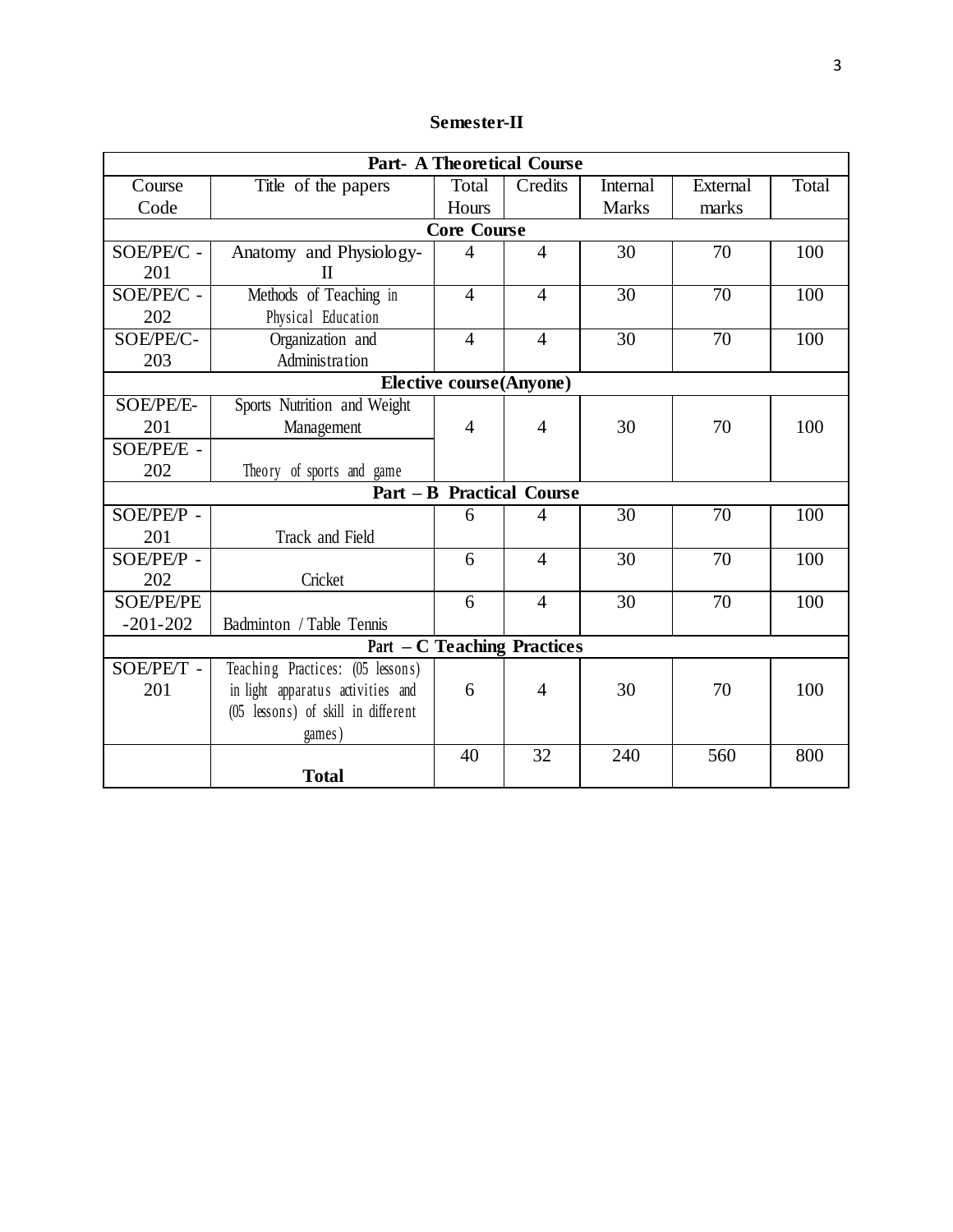**Semester-II**

| Part- A Theoretical Course | | | | | | |
|---|---|---|---|---|---|---|
| Course Code | Title of the papers | Total Hours | Credits | Internal Marks | External marks | Total |
| **Core Course** | | | | | | |
| SOE/PE/C - 201 | Anatomy and Physiology-II | 4 | 4 | 30 | 70 | 100 |
| SOE/PE/C - 202 | Methods of Teaching in Physical Education | 4 | 4 | 30 | 70 | 100 |
| SOE/PE/C-203 | Organization and Administration | 4 | 4 | 30 | 70 | 100 |
| **Elective course(Anyone)** | | | | | | |
| SOE/PE/E-201 | Sports Nutrition and Weight Management | 4 | 4 | 30 | 70 | 100 |
| SOE/PE/E - 202 | Theory of sports and game | | | | | |
| **Part – B Practical Course** | | | | | | |
| SOE/PE/P - 201 | Track and Field | 6 | 4 | 30 | 70 | 100 |
| SOE/PE/P - 202 | Cricket | 6 | 4 | 30 | 70 | 100 |
| SOE/PE/PE -201-202 | Badminton / Table Tennis | 6 | 4 | 30 | 70 | 100 |
| **Part – C Teaching Practices** | | | | | | |
| SOE/PE/T - 201 | Teaching Practices: (05 lessons) in light apparatus activities and (05 lessons) of skill in different games) | 6 | 4 | 30 | 70 | 100 |
| | **Total** | 40 | 32 | 240 | 560 | 800 |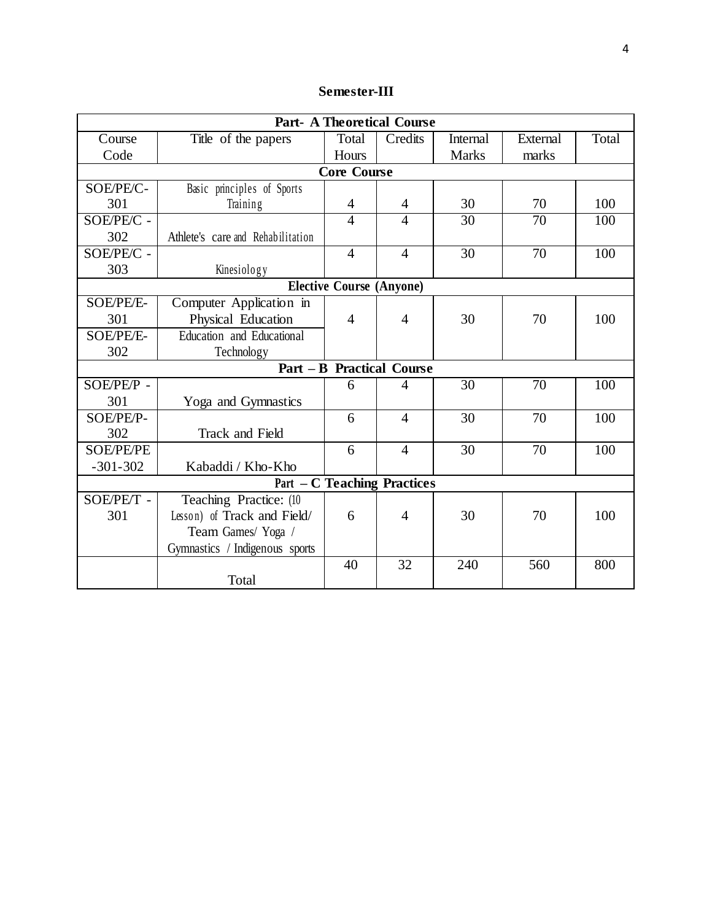## Semester-III

| Course Code | Title of the papers | Total Hours | Credits | Internal Marks | External marks | Total |
|---|---|---|---|---|---|---|
| **Part- A Theoretical Course** | | | | | | |
| **Core Course** | | | | | | |
| SOE/PE/C-301 | Basic principles of Sports Training | 4 | 4 | 30 | 70 | 100 |
| SOE/PE/C - 302 | Athlete's care and Rehabilitation | 4 | 4 | 30 | 70 | 100 |
| SOE/PE/C - 303 | Kinesiology | 4 | 4 | 30 | 70 | 100 |
| **Elective Course (Anyone)** | | | | | | |
| SOE/PE/E-301 | Computer Application in Physical Education | 4 | 4 | 30 | 70 | 100 |
| SOE/PE/E-302 | Education and Educational Technology | | | | | |
| **Part – B Practical Course** | | | | | | |
| SOE/PE/P - 301 | Yoga and Gymnastics | 6 | 4 | 30 | 70 | 100 |
| SOE/PE/P-302 | Track and Field | 6 | 4 | 30 | 70 | 100 |
| SOE/PE/PE -301-302 | Kabaddi / Kho-Kho | 6 | 4 | 30 | 70 | 100 |
| **Part – C Teaching Practices** | | | | | | |
| SOE/PE/T - 301 | Teaching Practice: (10 Lesson) of Track and Field/ Team Games/ Yoga / Gymnastics / Indigenous sports | 6 | 4 | 30 | 70 | 100 |
| | Total | 40 | 32 | 240 | 560 | 800 |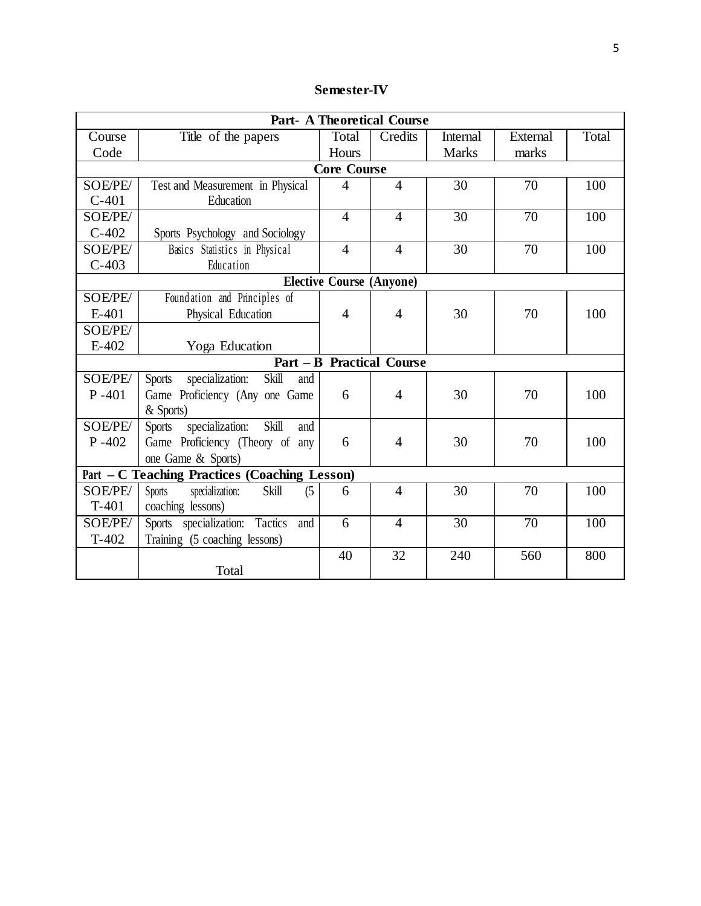**Semester-IV**

| Course Code | Title of the papers | Total Hours | Credits | Internal Marks | External marks | Total |
|---|---|---|---|---|---|---|
| **Part- A Theoretical Course** | | | | | | |
| **Core Course** | | | | | | |
| SOE/PE/ C-401 | Test and Measurement in Physical Education | 4 | 4 | 30 | 70 | 100 |
| SOE/PE/ C-402 | Sports Psychology and Sociology | 4 | 4 | 30 | 70 | 100 |
| SOE/PE/ C-403 | Basics Statistics in Physical Education | 4 | 4 | 30 | 70 | 100 |
| **Elective Course (Anyone)** | | | | | | |
| SOE/PE/ E-401 | Foundation and Principles of Physical Education | 4 | 4 | 30 | 70 | 100 |
| SOE/PE/ E-402 | Yoga Education | | | | | |
| **Part – B Practical Course** | | | | | | |
| SOE/PE/ P -401 | Sports specialization: Skill and Game Proficiency (Any one Game & Sports) | 6 | 4 | 30 | 70 | 100 |
| SOE/PE/ P -402 | Sports specialization: Skill and Game Proficiency (Theory of any one Game & Sports) | 6 | 4 | 30 | 70 | 100 |
| **Part – C Teaching Practices (Coaching Lesson)** | | | | | | |
| SOE/PE/ T-401 | Sports specialization: Skill (5 coaching lessons) | 6 | 4 | 30 | 70 | 100 |
| SOE/PE/ T-402 | Sports specialization: Tactics and Training (5 coaching lessons) | 6 | 4 | 30 | 70 | 100 |
| | Total | 40 | 32 | 240 | 560 | 800 |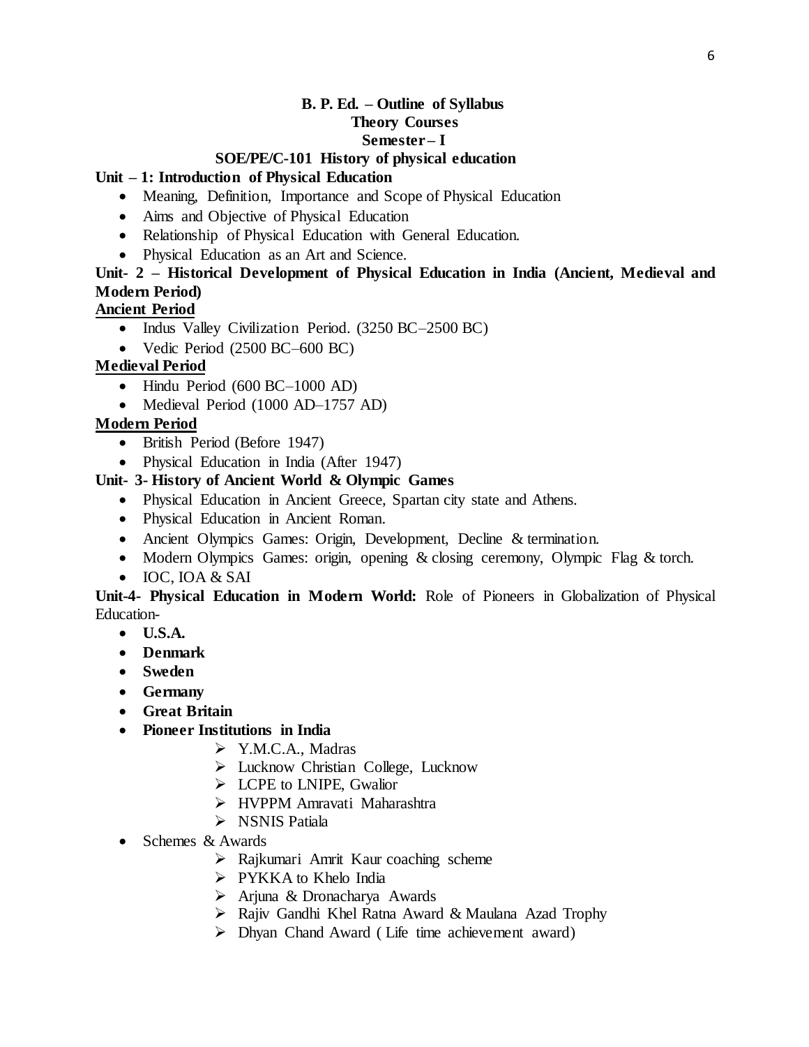# B. P. Ed. – Outline of Syllabus

## Theory Courses

## Semester – I

### SOE/PE/C-101 History of physical education

**Unit – 1: Introduction of Physical Education**

- Meaning, Definition, Importance and Scope of Physical Education
- Aims and Objective of Physical Education
- Relationship of Physical Education with General Education.
- Physical Education as an Art and Science.

**Unit- 2 – Historical Development of Physical Education in India (Ancient, Medieval and Modern Period)**

**Ancient Period**

- Indus Valley Civilization Period. (3250 BC–2500 BC)
- Vedic Period (2500 BC–600 BC)

**Medieval Period**

- Hindu Period (600 BC–1000 AD)
- Medieval Period (1000 AD–1757 AD)

**Modern Period**

- British Period (Before 1947)
- Physical Education in India (After 1947)

**Unit- 3- History of Ancient World & Olympic Games**

- Physical Education in Ancient Greece, Spartan city state and Athens.
- Physical Education in Ancient Roman.
- Ancient Olympics Games: Origin, Development, Decline & termination.
- Modern Olympics Games: origin, opening & closing ceremony, Olympic Flag & torch.
- IOC, IOA & SAI

**Unit-4- Physical Education in Modern World:** Role of Pioneers in Globalization of Physical Education-

- **U.S.A.**
- **Denmark**
- **Sweden**
- **Germany**
- **Great Britain**
- **Pioneer Institutions in India**
  - Y.M.C.A., Madras
  - Lucknow Christian College, Lucknow
  - LCPE to LNIPE, Gwalior
  - HVPPM Amravati Maharashtra
  - NSNIS Patiala
- Schemes & Awards
  - Rajkumari Amrit Kaur coaching scheme
  - PYKKA to Khelo India
  - Arjuna & Dronacharya Awards
  - Rajiv Gandhi Khel Ratna Award & Maulana Azad Trophy
  - Dhyan Chand Award ( Life time achievement award)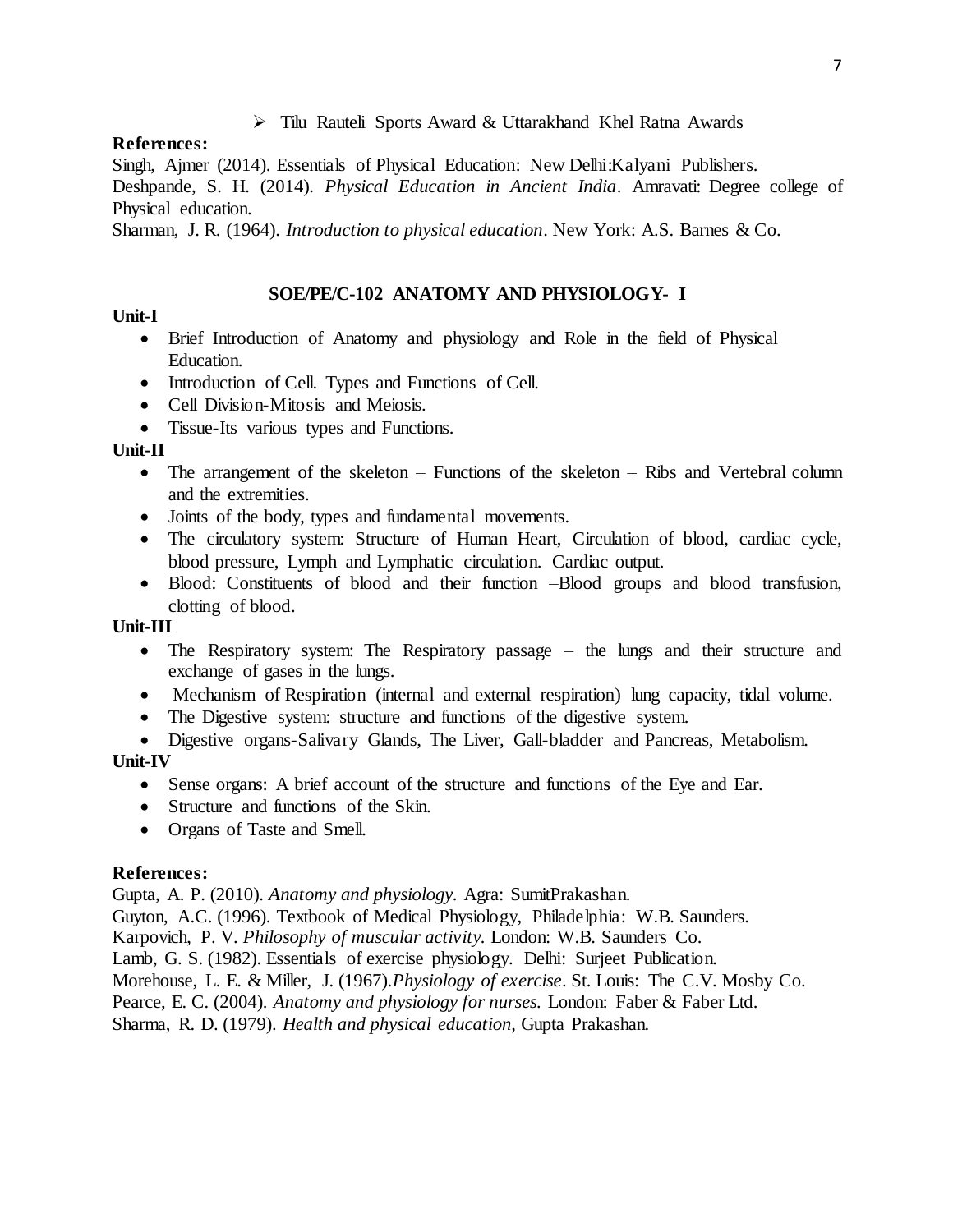- Tilu Rauteli Sports Award & Uttarakhand Khel Ratna Awards

**References:**

Singh, Ajmer (2014). Essentials of Physical Education: New Delhi:Kalyani Publishers.

Deshpande, S. H. (2014). *Physical Education in Ancient India*. Amravati: Degree college of Physical education.

Sharman, J. R. (1964). *Introduction to physical education*. New York: A.S. Barnes & Co.

## SOE/PE/C-102 ANATOMY AND PHYSIOLOGY- I

**Unit-I**

- Brief Introduction of Anatomy and physiology and Role in the field of Physical Education.
- Introduction of Cell. Types and Functions of Cell.
- Cell Division-Mitosis and Meiosis.
- Tissue-Its various types and Functions.

**Unit-II**

- The arrangement of the skeleton – Functions of the skeleton – Ribs and Vertebral column and the extremities.
- Joints of the body, types and fundamental movements.
- The circulatory system: Structure of Human Heart, Circulation of blood, cardiac cycle, blood pressure, Lymph and Lymphatic circulation. Cardiac output.
- Blood: Constituents of blood and their function –Blood groups and blood transfusion, clotting of blood.

**Unit-III**

- The Respiratory system: The Respiratory passage – the lungs and their structure and exchange of gases in the lungs.
- Mechanism of Respiration (internal and external respiration) lung capacity, tidal volume.
- The Digestive system: structure and functions of the digestive system.
- Digestive organs-Salivary Glands, The Liver, Gall-bladder and Pancreas, Metabolism.

**Unit-IV**

- Sense organs: A brief account of the structure and functions of the Eye and Ear.
- Structure and functions of the Skin.
- Organs of Taste and Smell.

**References:**

Gupta, A. P. (2010). *Anatomy and physiology.* Agra: SumitPrakashan.

Guyton, A.C. (1996). Textbook of Medical Physiology, Philadelphia: W.B. Saunders.

Karpovich, P. V. *Philosophy of muscular activity.* London: W.B. Saunders Co.

Lamb, G. S. (1982). Essentials of exercise physiology. Delhi: Surjeet Publication.

Morehouse, L. E. & Miller, J. (1967).*Physiology of exercise*. St. Louis: The C.V. Mosby Co.

Pearce, E. C. (2004). *Anatomy and physiology for nurses.* London: Faber & Faber Ltd.

Sharma, R. D. (1979). *Health and physical education,* Gupta Prakashan.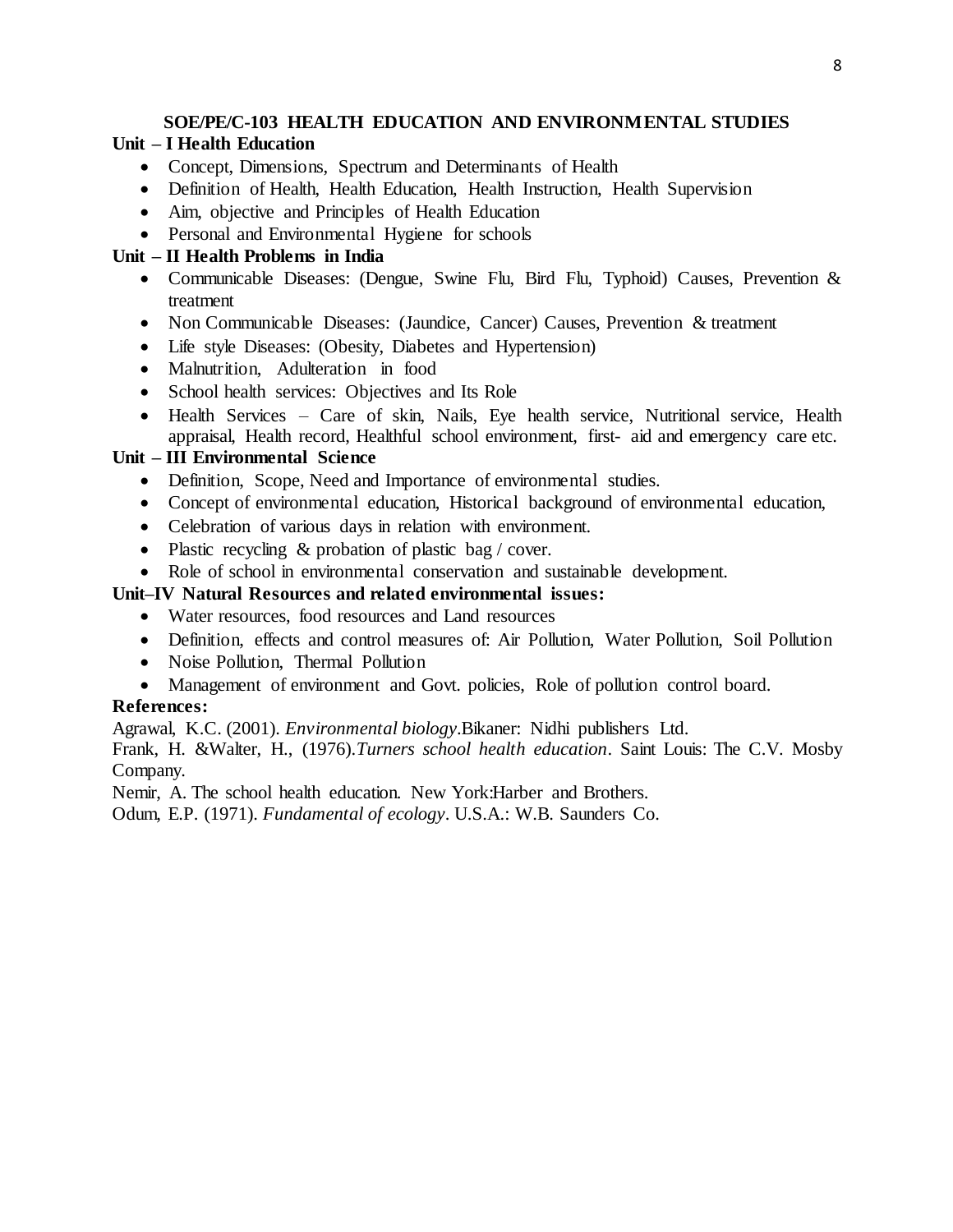## SOE/PE/C-103 HEALTH EDUCATION AND ENVIRONMENTAL STUDIES

### Unit – I Health Education

- Concept, Dimensions, Spectrum and Determinants of Health
- Definition of Health, Health Education, Health Instruction, Health Supervision
- Aim, objective and Principles of Health Education
- Personal and Environmental Hygiene for schools

### Unit – II Health Problems in India

- Communicable Diseases: (Dengue, Swine Flu, Bird Flu, Typhoid) Causes, Prevention & treatment
- Non Communicable Diseases: (Jaundice, Cancer) Causes, Prevention & treatment
- Life style Diseases: (Obesity, Diabetes and Hypertension)
- Malnutrition, Adulteration in food
- School health services: Objectives and Its Role
- Health Services – Care of skin, Nails, Eye health service, Nutritional service, Health appraisal, Health record, Healthful school environment, first- aid and emergency care etc.

### Unit – III Environmental Science

- Definition, Scope, Need and Importance of environmental studies.
- Concept of environmental education, Historical background of environmental education,
- Celebration of various days in relation with environment.
- Plastic recycling & probation of plastic bag / cover.
- Role of school in environmental conservation and sustainable development.

### Unit–IV Natural Resources and related environmental issues:

- Water resources, food resources and Land resources
- Definition, effects and control measures of: Air Pollution, Water Pollution, Soil Pollution
- Noise Pollution, Thermal Pollution
- Management of environment and Govt. policies, Role of pollution control board.

### References:

Agrawal, K.C. (2001). *Environmental biology*.Bikaner: Nidhi publishers Ltd.

Frank, H. &Walter, H., (1976).*Turners school health education*. Saint Louis: The C.V. Mosby Company.

Nemir, A. The school health education. New York:Harber and Brothers.

Odum, E.P. (1971). *Fundamental of ecology*. U.S.A.: W.B. Saunders Co.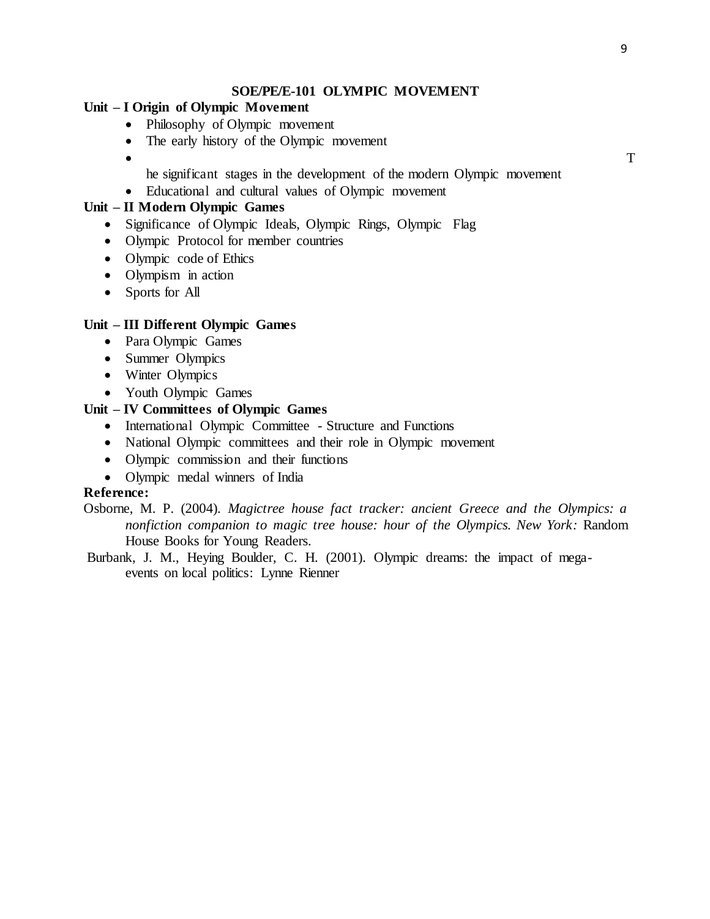## SOE/PE/E-101 OLYMPIC MOVEMENT

### Unit – I Origin of Olympic Movement

- Philosophy of Olympic movement
- The early history of the Olympic movement
- The significant stages in the development of the modern Olympic movement
- Educational and cultural values of Olympic movement

### Unit – II Modern Olympic Games

- Significance of Olympic Ideals, Olympic Rings, Olympic Flag
- Olympic Protocol for member countries
- Olympic code of Ethics
- Olympism in action
- Sports for All

### Unit – III Different Olympic Games

- Para Olympic Games
- Summer Olympics
- Winter Olympics
- Youth Olympic Games

### Unit – IV Committees of Olympic Games

- International Olympic Committee - Structure and Functions
- National Olympic committees and their role in Olympic movement
- Olympic commission and their functions
- Olympic medal winners of India

**Reference:**

Osborne, M. P. (2004). *Magictree house fact tracker: ancient Greece and the Olympics: a nonfiction companion to magic tree house: hour of the Olympics. New York:* Random House Books for Young Readers.

Burbank, J. M., Heying Boulder, C. H. (2001). Olympic dreams: the impact of mega-events on local politics: Lynne Rienner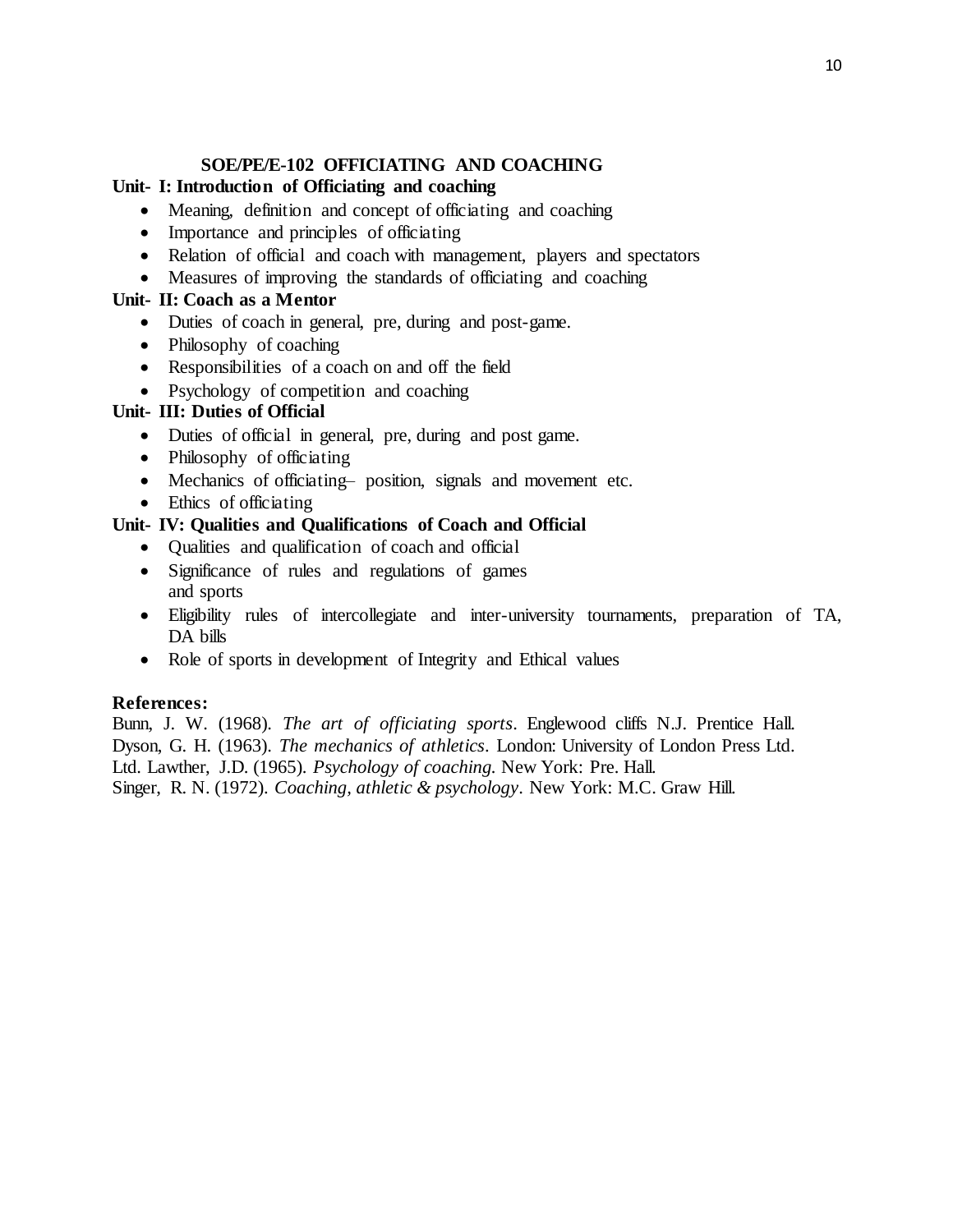## SOE/PE/E-102 OFFICIATING AND COACHING

**Unit- I: Introduction of Officiating and coaching**

- Meaning, definition and concept of officiating and coaching
- Importance and principles of officiating
- Relation of official and coach with management, players and spectators
- Measures of improving the standards of officiating and coaching

**Unit- II: Coach as a Mentor**

- Duties of coach in general, pre, during and post-game.
- Philosophy of coaching
- Responsibilities of a coach on and off the field
- Psychology of competition and coaching

**Unit- III: Duties of Official**

- Duties of official in general, pre, during and post game.
- Philosophy of officiating
- Mechanics of officiating– position, signals and movement etc.
- Ethics of officiating

**Unit- IV: Qualities and Qualifications of Coach and Official**

- Qualities and qualification of coach and official
- Significance of rules and regulations of games and sports
- Eligibility rules of intercollegiate and inter-university tournaments, preparation of TA, DA bills
- Role of sports in development of Integrity and Ethical values

**References:**

Bunn, J. W. (1968). *The art of officiating sports*. Englewood cliffs N.J. Prentice Hall.
Dyson, G. H. (1963). *The mechanics of athletics*. London: University of London Press Ltd.
Ltd. Lawther, J.D. (1965). *Psychology of coaching.* New York: Pre. Hall.
Singer, R. N. (1972). *Coaching, athletic & psychology*. New York: M.C. Graw Hill.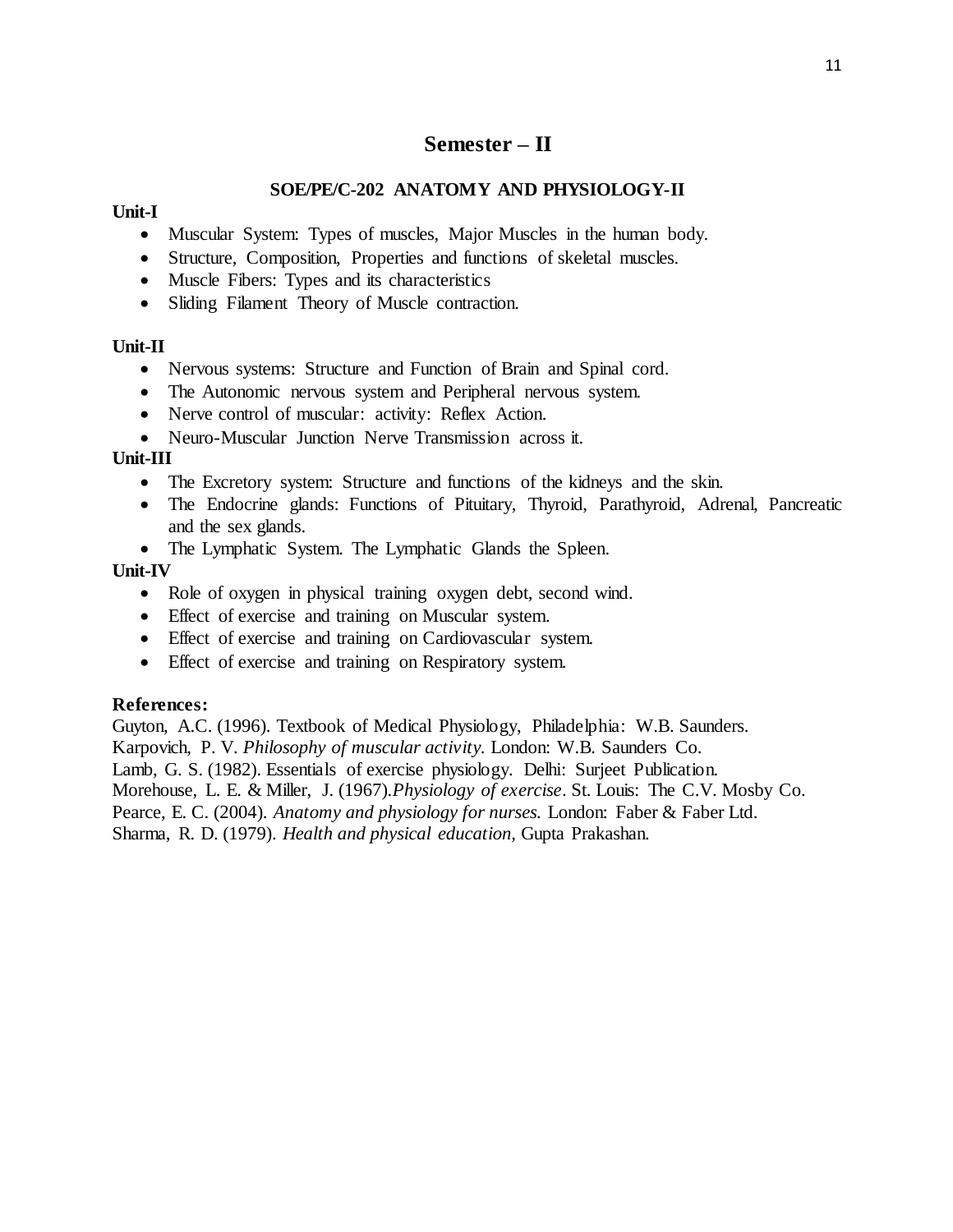# Semester – II

## SOE/PE/C-202 ANATOMY AND PHYSIOLOGY-II

**Unit-I**

- Muscular System: Types of muscles, Major Muscles in the human body.
- Structure, Composition, Properties and functions of skeletal muscles.
- Muscle Fibers: Types and its characteristics
- Sliding Filament Theory of Muscle contraction.

**Unit-II**

- Nervous systems: Structure and Function of Brain and Spinal cord.
- The Autonomic nervous system and Peripheral nervous system.
- Nerve control of muscular: activity: Reflex Action.
- Neuro-Muscular Junction Nerve Transmission across it.

**Unit-III**

- The Excretory system: Structure and functions of the kidneys and the skin.
- The Endocrine glands: Functions of Pituitary, Thyroid, Parathyroid, Adrenal, Pancreatic and the sex glands.
- The Lymphatic System. The Lymphatic Glands the Spleen.

**Unit-IV**

- Role of oxygen in physical training oxygen debt, second wind.
- Effect of exercise and training on Muscular system.
- Effect of exercise and training on Cardiovascular system.
- Effect of exercise and training on Respiratory system.

**References:**

Guyton, A.C. (1996). Textbook of Medical Physiology, Philadelphia: W.B. Saunders.
Karpovich, P. V. *Philosophy of muscular activity.* London: W.B. Saunders Co.
Lamb, G. S. (1982). Essentials of exercise physiology. Delhi: Surjeet Publication.
Morehouse, L. E. & Miller, J. (1967).*Physiology of exercise*. St. Louis: The C.V. Mosby Co.
Pearce, E. C. (2004). *Anatomy and physiology for nurses.* London: Faber & Faber Ltd.
Sharma, R. D. (1979). *Health and physical education,* Gupta Prakashan.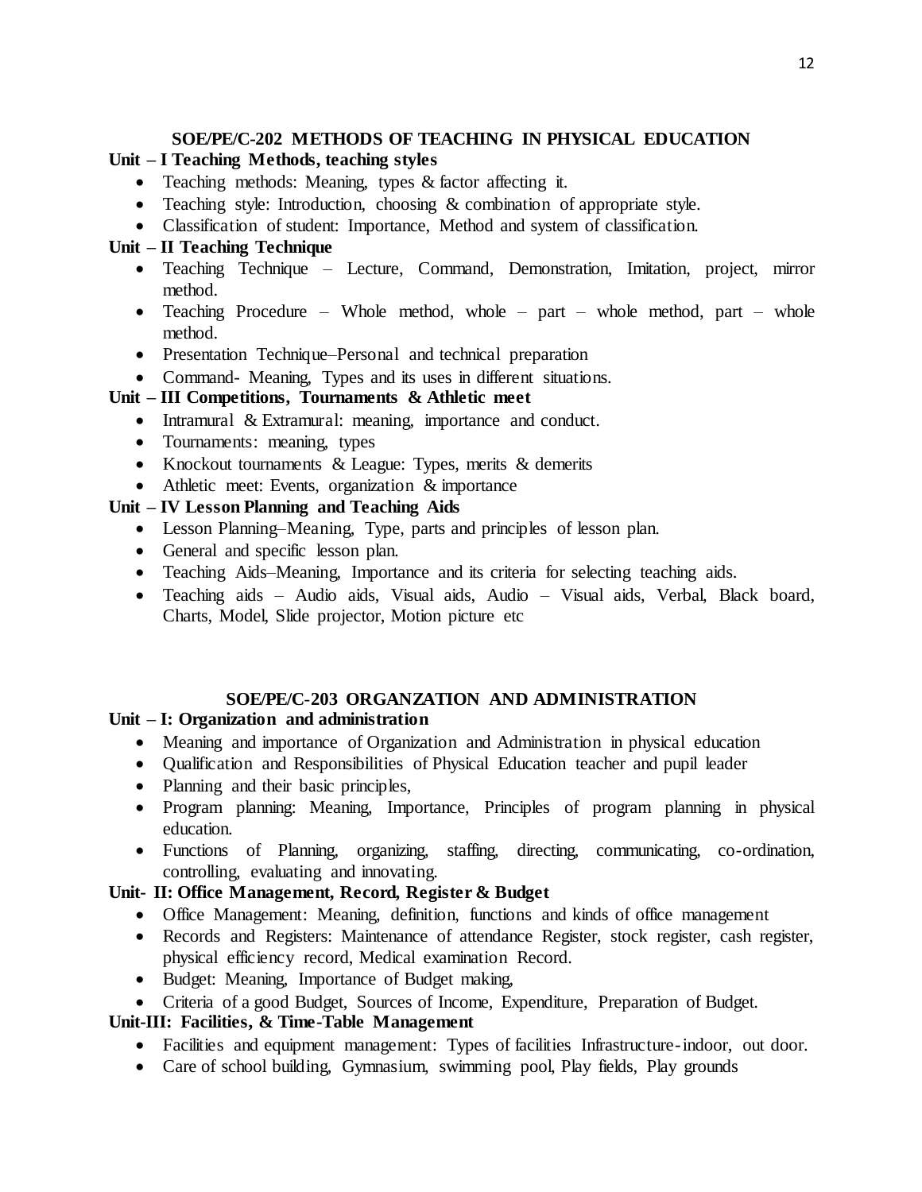## SOE/PE/C-202 METHODS OF TEACHING IN PHYSICAL EDUCATION

**Unit – I Teaching Methods, teaching styles**

- Teaching methods: Meaning, types & factor affecting it.
- Teaching style: Introduction, choosing & combination of appropriate style.
- Classification of student: Importance, Method and system of classification.

**Unit – II Teaching Technique**

- Teaching Technique – Lecture, Command, Demonstration, Imitation, project, mirror method.
- Teaching Procedure – Whole method, whole – part – whole method, part – whole method.
- Presentation Technique–Personal and technical preparation
- Command- Meaning, Types and its uses in different situations.

**Unit – III Competitions, Tournaments & Athletic meet**

- Intramural & Extramural: meaning, importance and conduct.
- Tournaments: meaning, types
- Knockout tournaments & League: Types, merits & demerits
- Athletic meet: Events, organization & importance

**Unit – IV Lesson Planning and Teaching Aids**

- Lesson Planning–Meaning, Type, parts and principles of lesson plan.
- General and specific lesson plan.
- Teaching Aids–Meaning, Importance and its criteria for selecting teaching aids.
- Teaching aids – Audio aids, Visual aids, Audio – Visual aids, Verbal, Black board, Charts, Model, Slide projector, Motion picture etc

## SOE/PE/C-203 ORGANZATION AND ADMINISTRATION

**Unit – I: Organization and administration**

- Meaning and importance of Organization and Administration in physical education
- Qualification and Responsibilities of Physical Education teacher and pupil leader
- Planning and their basic principles,
- Program planning: Meaning, Importance, Principles of program planning in physical education.
- Functions of Planning, organizing, staffing, directing, communicating, co-ordination, controlling, evaluating and innovating.

**Unit- II: Office Management, Record, Register & Budget**

- Office Management: Meaning, definition, functions and kinds of office management
- Records and Registers: Maintenance of attendance Register, stock register, cash register, physical efficiency record, Medical examination Record.
- Budget: Meaning, Importance of Budget making,
- Criteria of a good Budget, Sources of Income, Expenditure, Preparation of Budget.

**Unit-III: Facilities, & Time-Table Management**

- Facilities and equipment management: Types of facilities Infrastructure-indoor, out door.
- Care of school building, Gymnasium, swimming pool, Play fields, Play grounds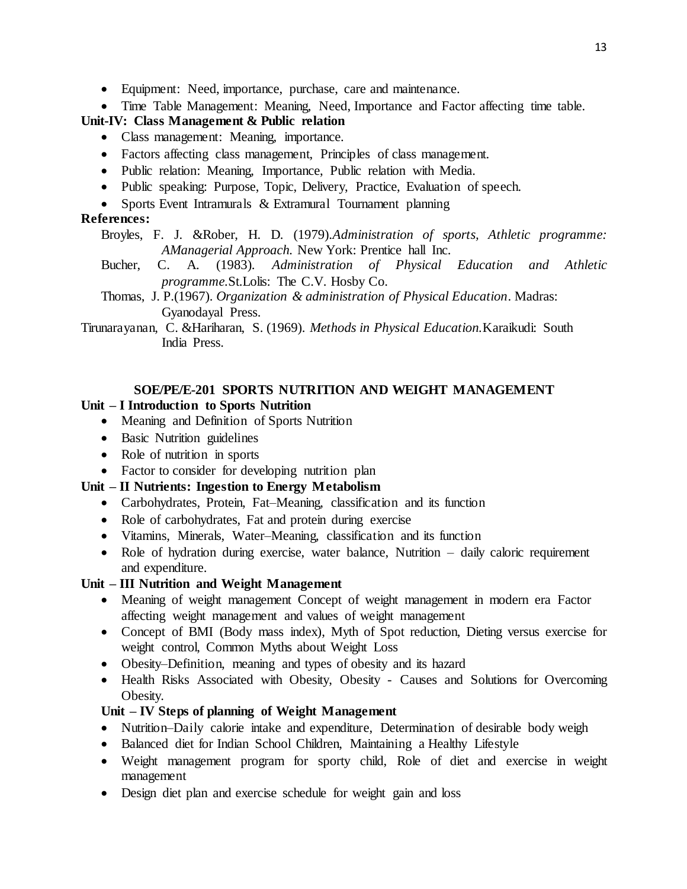- Equipment: Need, importance, purchase, care and maintenance.
- Time Table Management: Meaning, Need, Importance and Factor affecting time table.

**Unit-IV: Class Management & Public relation**

- Class management: Meaning, importance.
- Factors affecting class management, Principles of class management.
- Public relation: Meaning, Importance, Public relation with Media.
- Public speaking: Purpose, Topic, Delivery, Practice, Evaluation of speech.
- Sports Event Intramurals & Extramural Tournament planning

**References:**

Broyles, F. J. &Rober, H. D. (1979).*Administration of sports, Athletic programme: AManagerial Approach.* New York: Prentice hall Inc.

Bucher, C. A. (1983). *Administration of Physical Education and Athletic programme.*St.Lolis: The C.V. Hosby Co.

Thomas, J. P.(1967). *Organization & administration of Physical Education*. Madras: Gyanodayal Press.

Tirunarayanan, C. &Hariharan, S. (1969). *Methods in Physical Education.*Karaikudi: South India Press.

## SOE/PE/E-201 SPORTS NUTRITION AND WEIGHT MANAGEMENT

**Unit – I Introduction to Sports Nutrition**

- Meaning and Definition of Sports Nutrition
- Basic Nutrition guidelines
- Role of nutrition in sports
- Factor to consider for developing nutrition plan

**Unit – II Nutrients: Ingestion to Energy Metabolism**

- Carbohydrates, Protein, Fat–Meaning, classification and its function
- Role of carbohydrates, Fat and protein during exercise
- Vitamins, Minerals, Water–Meaning, classification and its function
- Role of hydration during exercise, water balance, Nutrition – daily caloric requirement and expenditure.

**Unit – III Nutrition and Weight Management**

- Meaning of weight management Concept of weight management in modern era Factor affecting weight management and values of weight management
- Concept of BMI (Body mass index), Myth of Spot reduction, Dieting versus exercise for weight control, Common Myths about Weight Loss
- Obesity–Definition, meaning and types of obesity and its hazard
- Health Risks Associated with Obesity, Obesity - Causes and Solutions for Overcoming Obesity.

**Unit – IV Steps of planning of Weight Management**

- Nutrition–Daily calorie intake and expenditure, Determination of desirable body weigh
- Balanced diet for Indian School Children, Maintaining a Healthy Lifestyle
- Weight management program for sporty child, Role of diet and exercise in weight management
- Design diet plan and exercise schedule for weight gain and loss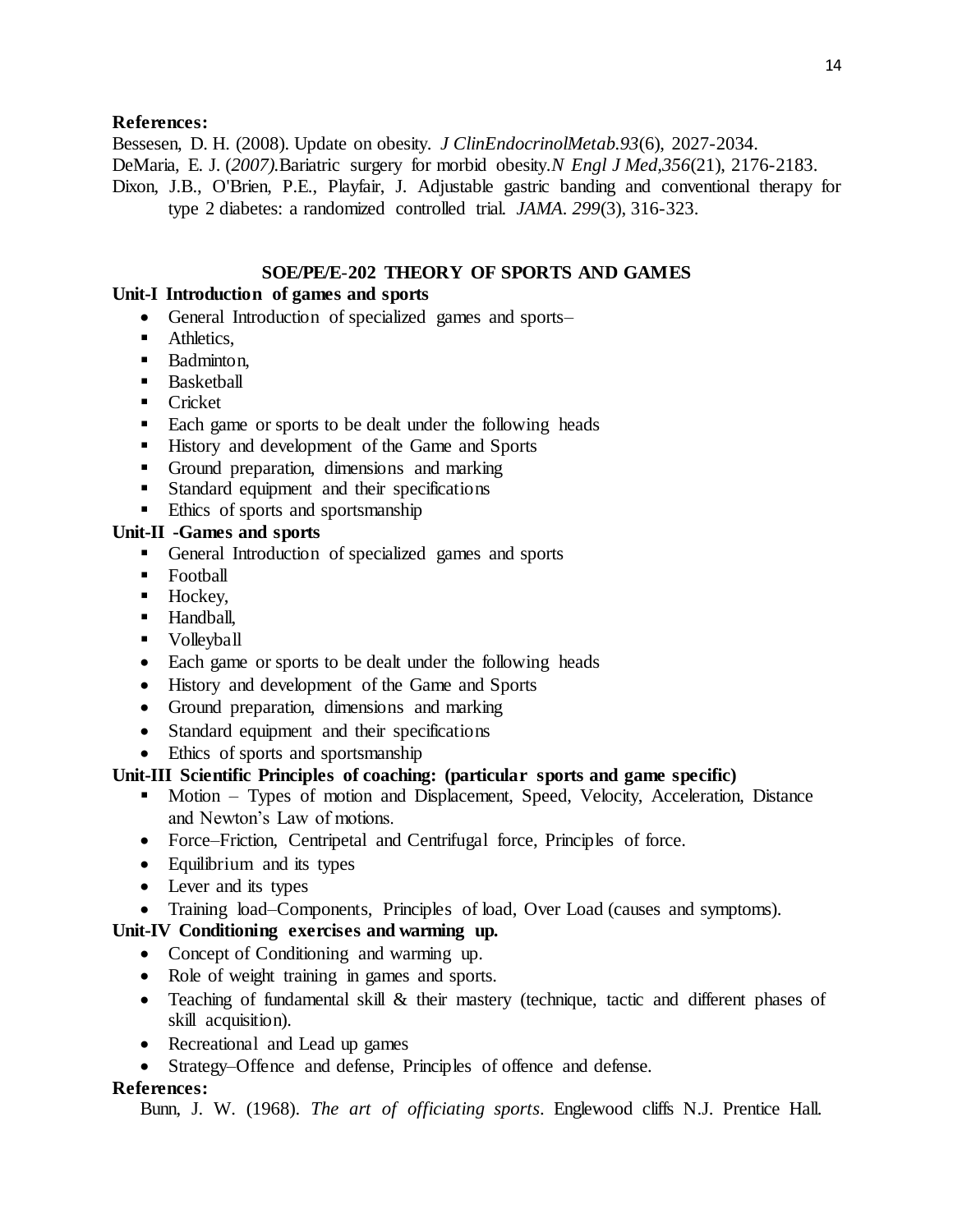**References:**

Bessesen, D. H. (2008). Update on obesity. *J ClinEndocrinolMetab.93*(6), 2027-2034.

DeMaria, E. J. (*2007).*Bariatric surgery for morbid obesity.*N Engl J Med,356*(21), 2176-2183.

Dixon, J.B., O'Brien, P.E., Playfair, J. Adjustable gastric banding and conventional therapy for type 2 diabetes: a randomized controlled trial. *JAMA. 299*(3), 316-323.

## SOE/PE/E-202 THEORY OF SPORTS AND GAMES

**Unit-I Introduction of games and sports**

- General Introduction of specialized games and sports–
- Athletics,
- Badminton,
- Basketball
- Cricket
- Each game or sports to be dealt under the following heads
- History and development of the Game and Sports
- Ground preparation, dimensions and marking
- Standard equipment and their specifications
- Ethics of sports and sportsmanship

**Unit-II -Games and sports**

- General Introduction of specialized games and sports
- Football
- Hockey,
- Handball,
- Volleyball
- Each game or sports to be dealt under the following heads
- History and development of the Game and Sports
- Ground preparation, dimensions and marking
- Standard equipment and their specifications
- Ethics of sports and sportsmanship

**Unit-III Scientific Principles of coaching: (particular sports and game specific)**

- Motion – Types of motion and Displacement, Speed, Velocity, Acceleration, Distance and Newton's Law of motions.
- Force–Friction, Centripetal and Centrifugal force, Principles of force.
- Equilibrium and its types
- Lever and its types
- Training load–Components, Principles of load, Over Load (causes and symptoms).

**Unit-IV Conditioning exercises and warming up.**

- Concept of Conditioning and warming up.
- Role of weight training in games and sports.
- Teaching of fundamental skill & their mastery (technique, tactic and different phases of skill acquisition).
- Recreational and Lead up games
- Strategy–Offence and defense, Principles of offence and defense.

**References:**

Bunn, J. W. (1968). *The art of officiating sports*. Englewood cliffs N.J. Prentice Hall.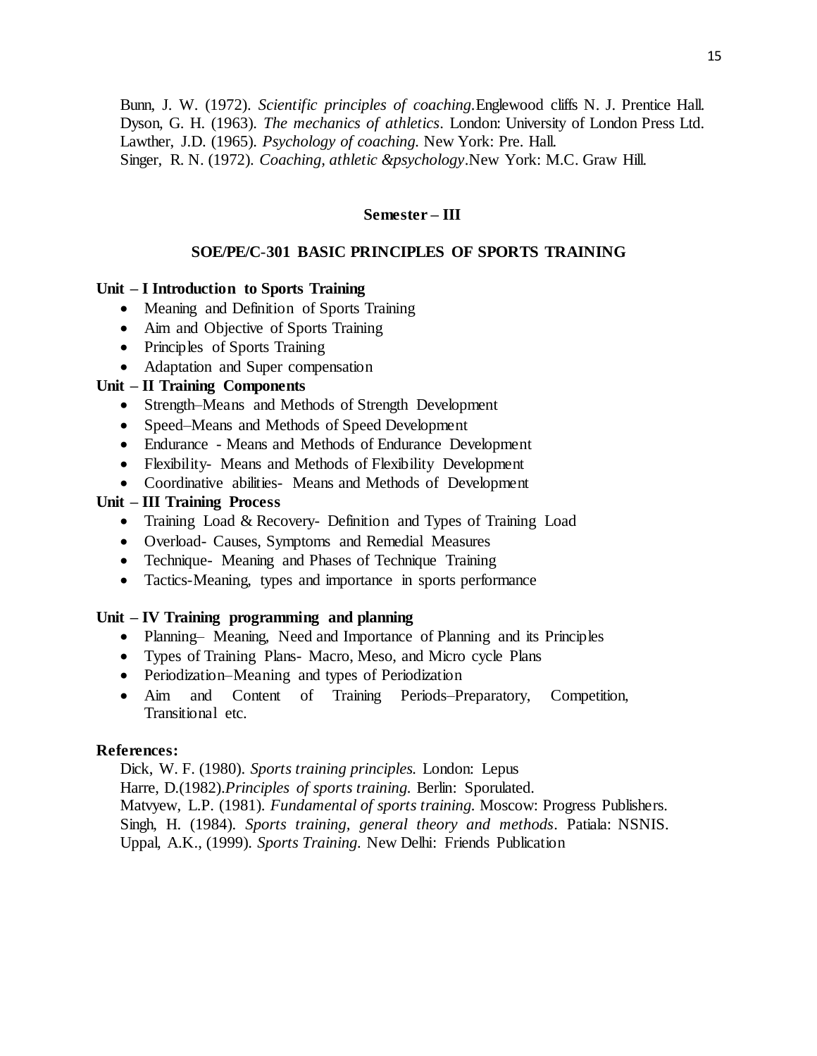Bunn, J. W. (1972). *Scientific principles of coaching*.Englewood cliffs N. J. Prentice Hall.
Dyson, G. H. (1963). *The mechanics of athletics*. London: University of London Press Ltd.
Lawther, J.D. (1965). *Psychology of coaching.* New York: Pre. Hall.
Singer, R. N. (1972). *Coaching, athletic &psychology*.New York: M.C. Graw Hill.

## Semester – III

## SOE/PE/C-301 BASIC PRINCIPLES OF SPORTS TRAINING

**Unit – I Introduction to Sports Training**

- Meaning and Definition of Sports Training
- Aim and Objective of Sports Training
- Principles of Sports Training
- Adaptation and Super compensation

**Unit – II Training Components**

- Strength–Means and Methods of Strength Development
- Speed–Means and Methods of Speed Development
- Endurance - Means and Methods of Endurance Development
- Flexibility- Means and Methods of Flexibility Development
- Coordinative abilities- Means and Methods of Development

**Unit – III Training Process**

- Training Load & Recovery- Definition and Types of Training Load
- Overload- Causes, Symptoms and Remedial Measures
- Technique- Meaning and Phases of Technique Training
- Tactics-Meaning, types and importance in sports performance

**Unit – IV Training programming and planning**

- Planning– Meaning, Need and Importance of Planning and its Principles
- Types of Training Plans- Macro, Meso, and Micro cycle Plans
- Periodization–Meaning and types of Periodization
- Aim and Content of Training Periods–Preparatory, Competition, Transitional etc.

**References:**

Dick, W. F. (1980). *Sports training principles.* London: Lepus
Harre, D.(1982).*Principles of sports training.* Berlin: Sporulated.
Matvyew, L.P. (1981). *Fundamental of sports training.* Moscow: Progress Publishers.
Singh, H. (1984). *Sports training, general theory and methods*. Patiala: NSNIS.
Uppal, A.K., (1999). *Sports Training.* New Delhi: Friends Publication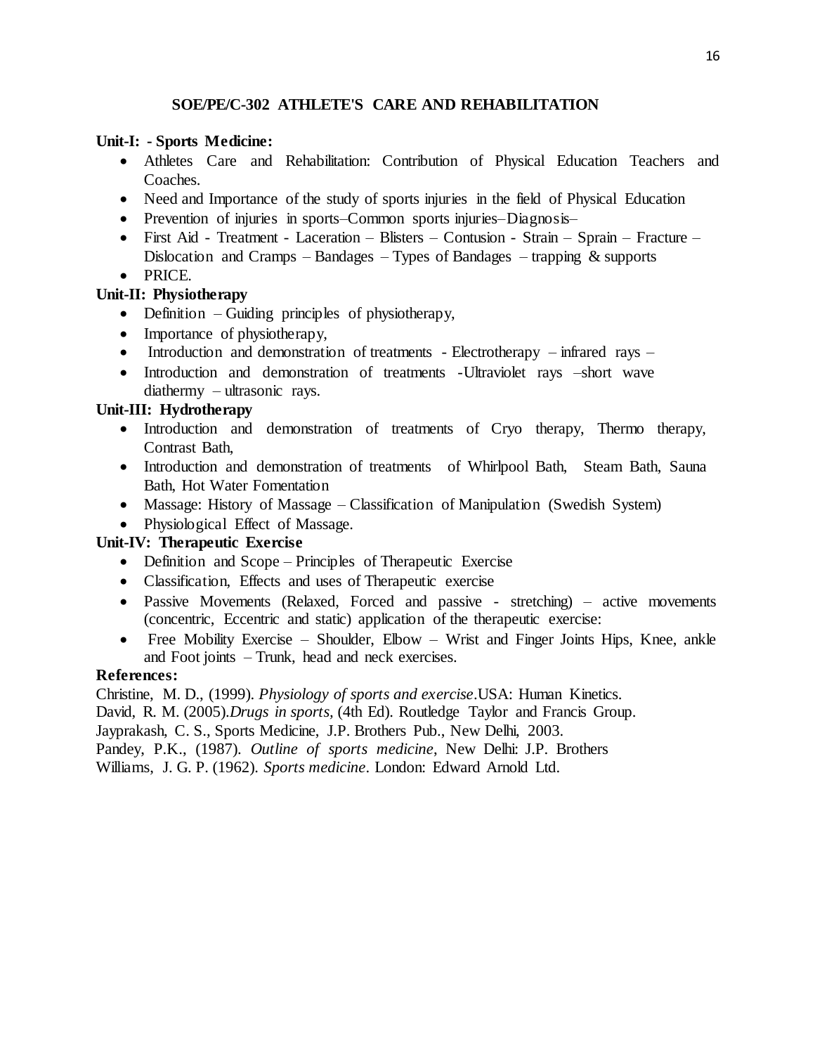## SOE/PE/C-302 ATHLETE'S CARE AND REHABILITATION

**Unit-I: - Sports Medicine:**

- Athletes Care and Rehabilitation: Contribution of Physical Education Teachers and Coaches.
- Need and Importance of the study of sports injuries in the field of Physical Education
- Prevention of injuries in sports–Common sports injuries–Diagnosis–
- First Aid - Treatment - Laceration – Blisters – Contusion - Strain – Sprain – Fracture – Dislocation and Cramps – Bandages – Types of Bandages – trapping & supports
- PRICE.

**Unit-II: Physiotherapy**

- Definition – Guiding principles of physiotherapy,
- Importance of physiotherapy,
- Introduction and demonstration of treatments - Electrotherapy – infrared rays –
- Introduction and demonstration of treatments -Ultraviolet rays –short wave diathermy – ultrasonic rays.

**Unit-III: Hydrotherapy**

- Introduction and demonstration of treatments of Cryo therapy, Thermo therapy, Contrast Bath,
- Introduction and demonstration of treatments of Whirlpool Bath, Steam Bath, Sauna Bath, Hot Water Fomentation
- Massage: History of Massage – Classification of Manipulation (Swedish System)
- Physiological Effect of Massage.

**Unit-IV: Therapeutic Exercise**

- Definition and Scope – Principles of Therapeutic Exercise
- Classification, Effects and uses of Therapeutic exercise
- Passive Movements (Relaxed, Forced and passive - stretching) – active movements (concentric, Eccentric and static) application of the therapeutic exercise:
- Free Mobility Exercise – Shoulder, Elbow – Wrist and Finger Joints Hips, Knee, ankle and Foot joints – Trunk, head and neck exercises.

**References:**

Christine, M. D., (1999). *Physiology of sports and exercise*.USA: Human Kinetics.

David, R. M. (2005).*Drugs in sports,* (4th Ed). Routledge Taylor and Francis Group.

Jayprakash, C. S., Sports Medicine, J.P. Brothers Pub., New Delhi, 2003.

Pandey, P.K., (1987). *Outline of sports medicine*, New Delhi: J.P. Brothers

Williams, J. G. P. (1962). *Sports medicine*. London: Edward Arnold Ltd.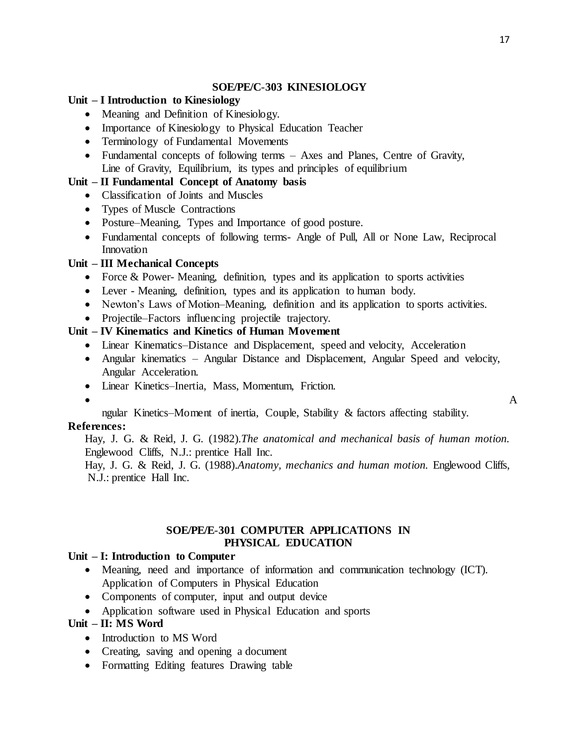## SOE/PE/C-303 KINESIOLOGY

**Unit – I Introduction to Kinesiology**

- Meaning and Definition of Kinesiology.
- Importance of Kinesiology to Physical Education Teacher
- Terminology of Fundamental Movements
- Fundamental concepts of following terms – Axes and Planes, Centre of Gravity, Line of Gravity, Equilibrium, its types and principles of equilibrium

**Unit – II Fundamental Concept of Anatomy basis**

- Classification of Joints and Muscles
- Types of Muscle Contractions
- Posture–Meaning, Types and Importance of good posture.
- Fundamental concepts of following terms- Angle of Pull, All or None Law, Reciprocal Innovation

**Unit – III Mechanical Concepts**

- Force & Power- Meaning, definition, types and its application to sports activities
- Lever - Meaning, definition, types and its application to human body.
- Newton's Laws of Motion–Meaning, definition and its application to sports activities.
- Projectile–Factors influencing projectile trajectory.

**Unit – IV Kinematics and Kinetics of Human Movement**

- Linear Kinematics–Distance and Displacement, speed and velocity, Acceleration
- Angular kinematics – Angular Distance and Displacement, Angular Speed and velocity, Angular Acceleration.
- Linear Kinetics–Inertia, Mass, Momentum, Friction.
- Angular Kinetics–Moment of inertia, Couple, Stability & factors affecting stability.

**References:**

Hay, J. G. & Reid, J. G. (1982).*The anatomical and mechanical basis of human motion.* Englewood Cliffs, N.J.: prentice Hall Inc.

Hay, J. G. & Reid, J. G. (1988).*Anatomy, mechanics and human motion.* Englewood Cliffs, N.J.: prentice Hall Inc.

## SOE/PE/E-301 COMPUTER APPLICATIONS IN PHYSICAL EDUCATION

**Unit – I: Introduction to Computer**

- Meaning, need and importance of information and communication technology (ICT). Application of Computers in Physical Education
- Components of computer, input and output device
- Application software used in Physical Education and sports

**Unit – II: MS Word**

- Introduction to MS Word
- Creating, saving and opening a document
- Formatting Editing features Drawing table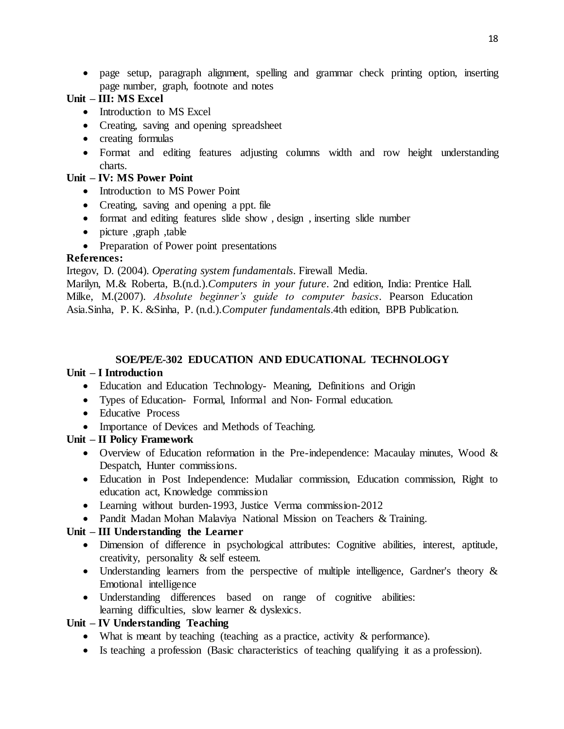- page setup, paragraph alignment, spelling and grammar check printing option, inserting page number, graph, footnote and notes

**Unit – III: MS Excel**

- Introduction to MS Excel
- Creating, saving and opening spreadsheet
- creating formulas
- Format and editing features adjusting columns width and row height understanding charts.

**Unit – IV: MS Power Point**

- Introduction to MS Power Point
- Creating, saving and opening a ppt. file
- format and editing features slide show , design , inserting slide number
- picture ,graph ,table
- Preparation of Power point presentations

**References:**

Irtegov, D. (2004). *Operating system fundamentals*. Firewall Media.
Marilyn, M.& Roberta, B.(n.d.).*Computers in your future*. 2nd edition, India: Prentice Hall.
Milke, M.(2007). *Absolute beginner's guide to computer basics*. Pearson Education Asia.Sinha, P. K. &Sinha, P. (n.d.).*Computer fundamentals*.4th edition, BPB Publication.

## SOE/PE/E-302 EDUCATION AND EDUCATIONAL TECHNOLOGY

**Unit – I Introduction**

- Education and Education Technology- Meaning, Definitions and Origin
- Types of Education- Formal, Informal and Non- Formal education.
- Educative Process
- Importance of Devices and Methods of Teaching.

**Unit – II Policy Framework**

- Overview of Education reformation in the Pre-independence: Macaulay minutes, Wood & Despatch, Hunter commissions.
- Education in Post Independence: Mudaliar commission, Education commission, Right to education act, Knowledge commission
- Learning without burden-1993, Justice Verma commission-2012
- Pandit Madan Mohan Malaviya National Mission on Teachers & Training.

**Unit – III Understanding the Learner**

- Dimension of difference in psychological attributes: Cognitive abilities, interest, aptitude, creativity, personality & self esteem.
- Understanding learners from the perspective of multiple intelligence, Gardner's theory & Emotional intelligence
- Understanding differences based on range of cognitive abilities: learning difficulties, slow learner & dyslexics.

**Unit – IV Understanding Teaching**

- What is meant by teaching (teaching as a practice, activity & performance).
- Is teaching a profession (Basic characteristics of teaching qualifying it as a profession).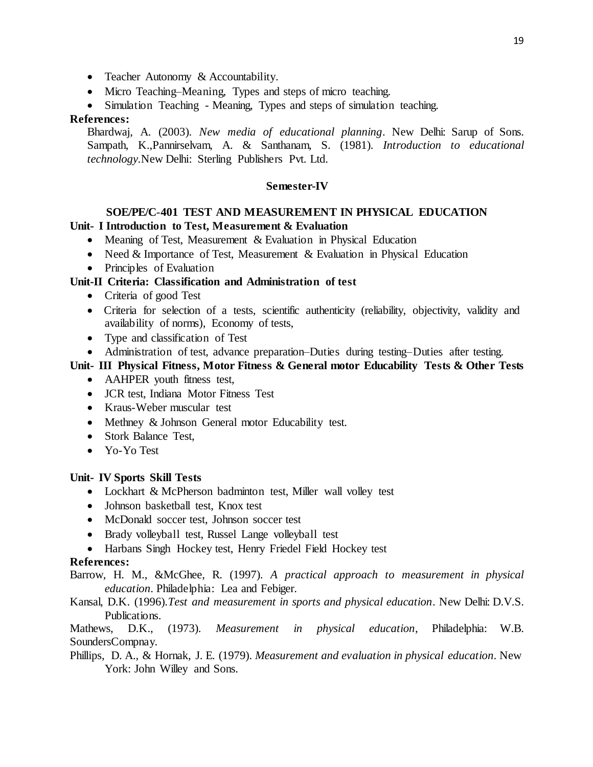- Teacher Autonomy & Accountability.
- Micro Teaching–Meaning, Types and steps of micro teaching.
- Simulation Teaching - Meaning, Types and steps of simulation teaching.

**References:**

Bhardwaj, A. (2003). *New media of educational planning*. New Delhi: Sarup of Sons.
Sampath, K.,Pannirselvam, A. & Santhanam, S. (1981). *Introduction to educational technology*.New Delhi: Sterling Publishers Pvt. Ltd.

## Semester-IV

### SOE/PE/C-401 TEST AND MEASUREMENT IN PHYSICAL EDUCATION

**Unit- I Introduction to Test, Measurement & Evaluation**

- Meaning of Test, Measurement & Evaluation in Physical Education
- Need & Importance of Test, Measurement & Evaluation in Physical Education
- Principles of Evaluation

**Unit-II Criteria: Classification and Administration of test**

- Criteria of good Test
- Criteria for selection of a tests, scientific authenticity (reliability, objectivity, validity and availability of norms), Economy of tests,
- Type and classification of Test
- Administration of test, advance preparation–Duties during testing–Duties after testing.

**Unit- III Physical Fitness, Motor Fitness & General motor Educability Tests & Other Tests**

- AAHPER youth fitness test,
- JCR test, Indiana Motor Fitness Test
- Kraus-Weber muscular test
- Methney & Johnson General motor Educability test.
- Stork Balance Test,
- Yo-Yo Test

**Unit- IV Sports Skill Tests**

- Lockhart & McPherson badminton test, Miller wall volley test
- Johnson basketball test, Knox test
- McDonald soccer test, Johnson soccer test
- Brady volleyball test, Russel Lange volleyball test
- Harbans Singh Hockey test, Henry Friedel Field Hockey test

**References:**

Barrow, H. M., &McGhee, R. (1997). *A practical approach to measurement in physical education*. Philadelphia: Lea and Febiger.

Kansal, D.K. (1996).*Test and measurement in sports and physical education*. New Delhi: D.V.S. Publications.

Mathews, D.K., (1973). *Measurement in physical education*, Philadelphia: W.B. SoundersCompnay.

Phillips, D. A., & Hornak, J. E. (1979). *Measurement and evaluation in physical education*. New York: John Willey and Sons.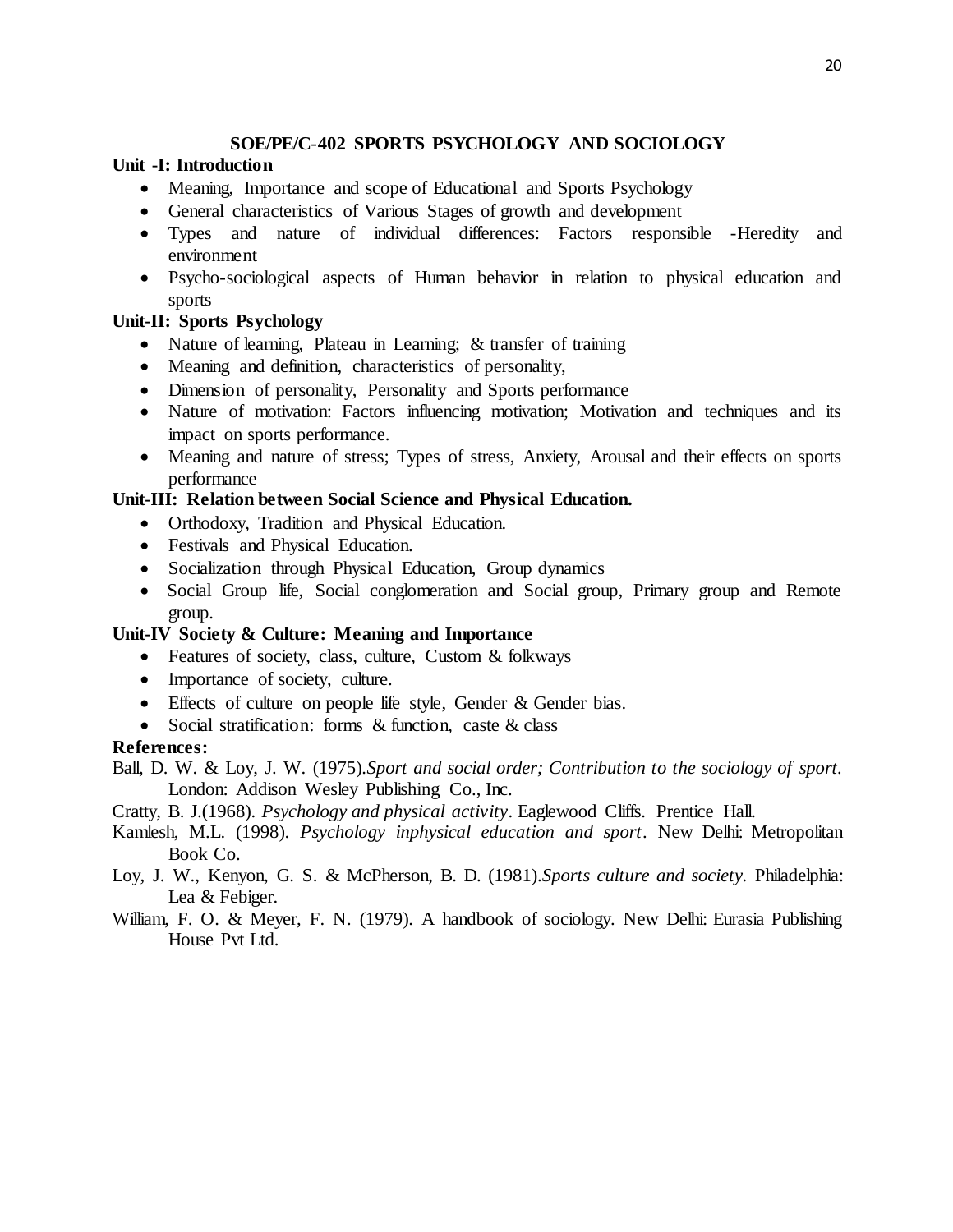## SOE/PE/C-402 SPORTS PSYCHOLOGY AND SOCIOLOGY

**Unit -I: Introduction**

- Meaning, Importance and scope of Educational and Sports Psychology
- General characteristics of Various Stages of growth and development
- Types and nature of individual differences: Factors responsible -Heredity and environment
- Psycho-sociological aspects of Human behavior in relation to physical education and sports

**Unit-II: Sports Psychology**

- Nature of learning, Plateau in Learning; & transfer of training
- Meaning and definition, characteristics of personality,
- Dimension of personality, Personality and Sports performance
- Nature of motivation: Factors influencing motivation; Motivation and techniques and its impact on sports performance.
- Meaning and nature of stress; Types of stress, Anxiety, Arousal and their effects on sports performance

**Unit-III: Relation between Social Science and Physical Education.**

- Orthodoxy, Tradition and Physical Education.
- Festivals and Physical Education.
- Socialization through Physical Education, Group dynamics
- Social Group life, Social conglomeration and Social group, Primary group and Remote group.

**Unit-IV Society & Culture: Meaning and Importance**

- Features of society, class, culture, Custom & folkways
- Importance of society, culture.
- Effects of culture on people life style, Gender & Gender bias.
- Social stratification: forms & function, caste & class

**References:**

Ball, D. W. & Loy, J. W. (1975).*Sport and social order; Contribution to the sociology of sport*. London: Addison Wesley Publishing Co., Inc.

Cratty, B. J.(1968). *Psychology and physical activity*. Eaglewood Cliffs. Prentice Hall.

Kamlesh, M.L. (1998). *Psychology inphysical education and sport*. New Delhi: Metropolitan Book Co.

Loy, J. W., Kenyon, G. S. & McPherson, B. D. (1981).*Sports culture and society*. Philadelphia: Lea & Febiger.

William, F. O. & Meyer, F. N. (1979). A handbook of sociology. New Delhi: Eurasia Publishing House Pvt Ltd.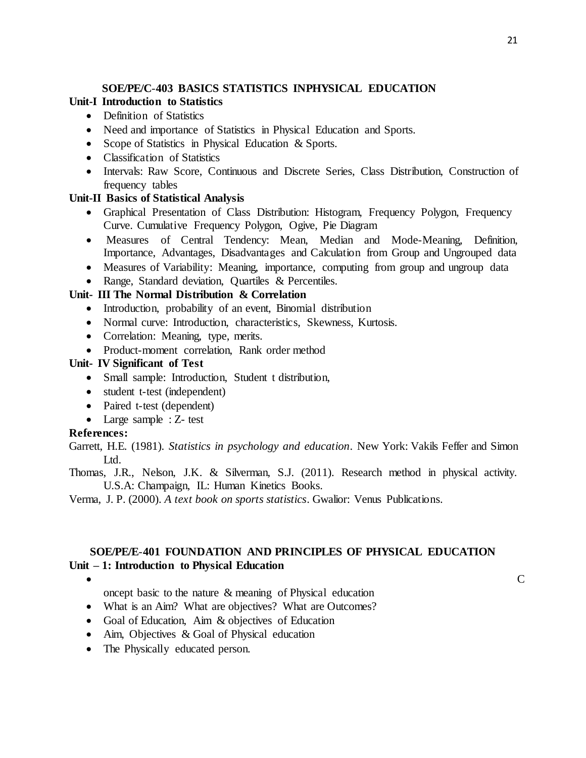## SOE/PE/C-403 BASICS STATISTICS INPHYSICAL EDUCATION

**Unit-I Introduction to Statistics**

- Definition of Statistics
- Need and importance of Statistics in Physical Education and Sports.
- Scope of Statistics in Physical Education & Sports.
- Classification of Statistics
- Intervals: Raw Score, Continuous and Discrete Series, Class Distribution, Construction of frequency tables

**Unit-II Basics of Statistical Analysis**

- Graphical Presentation of Class Distribution: Histogram, Frequency Polygon, Frequency Curve. Cumulative Frequency Polygon, Ogive, Pie Diagram
- Measures of Central Tendency: Mean, Median and Mode-Meaning, Definition, Importance, Advantages, Disadvantages and Calculation from Group and Ungrouped data
- Measures of Variability: Meaning, importance, computing from group and ungroup data
- Range, Standard deviation, Quartiles & Percentiles.

**Unit- III The Normal Distribution & Correlation**

- Introduction, probability of an event, Binomial distribution
- Normal curve: Introduction, characteristics, Skewness, Kurtosis.
- Correlation: Meaning, type, merits.
- Product-moment correlation, Rank order method

**Unit- IV Significant of Test**

- Small sample: Introduction, Student t distribution,
- student t-test (independent)
- Paired t-test (dependent)
- Large sample : Z- test

**References:**

Garrett, H.E. (1981). *Statistics in psychology and education*. New York: Vakils Feffer and Simon Ltd.

Thomas, J.R., Nelson, J.K. & Silverman, S.J. (2011). Research method in physical activity. U.S.A: Champaign, IL: Human Kinetics Books.

Verma, J. P. (2000). *A text book on sports statistics*. Gwalior: Venus Publications.

## SOE/PE/E-401 FOUNDATION AND PRINCIPLES OF PHYSICAL EDUCATION

**Unit – 1: Introduction to Physical Education**

- Concept basic to the nature & meaning of Physical education
- What is an Aim? What are objectives? What are Outcomes?
- Goal of Education, Aim & objectives of Education
- Aim, Objectives & Goal of Physical education
- The Physically educated person.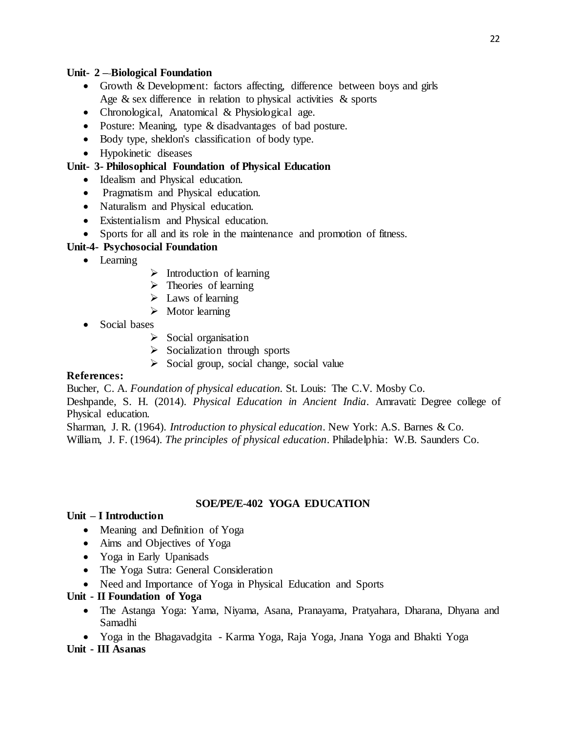**Unit- 2 –-Biological Foundation**

- Growth & Development: factors affecting, difference between boys and girls Age & sex difference in relation to physical activities & sports
- Chronological, Anatomical & Physiological age.
- Posture: Meaning, type & disadvantages of bad posture.
- Body type, sheldon's classification of body type.
- Hypokinetic diseases

**Unit- 3- Philosophical Foundation of Physical Education**

- Idealism and Physical education.
- Pragmatism and Physical education.
- Naturalism and Physical education.
- Existentialism and Physical education.
- Sports for all and its role in the maintenance and promotion of fitness.

**Unit-4- Psychosocial Foundation**

- Learning
  - Introduction of learning
  - Theories of learning
  - Laws of learning
  - Motor learning
- Social bases
  - Social organisation
  - Socialization through sports
  - Social group, social change, social value

**References:**

Bucher, C. A. *Foundation of physical education*. St. Louis: The C.V. Mosby Co.

Deshpande, S. H. (2014). *Physical Education in Ancient India*. Amravati: Degree college of Physical education.

Sharman, J. R. (1964). *Introduction to physical education*. New York: A.S. Barnes & Co.

William, J. F. (1964). *The principles of physical education*. Philadelphia: W.B. Saunders Co.

## SOE/PE/E-402 YOGA EDUCATION

**Unit – I Introduction**

- Meaning and Definition of Yoga
- Aims and Objectives of Yoga
- Yoga in Early Upanisads
- The Yoga Sutra: General Consideration
- Need and Importance of Yoga in Physical Education and Sports

**Unit - II Foundation of Yoga**

- The Astanga Yoga: Yama, Niyama, Asana, Pranayama, Pratyahara, Dharana, Dhyana and Samadhi
- Yoga in the Bhagavadgita - Karma Yoga, Raja Yoga, Jnana Yoga and Bhakti Yoga

**Unit - III Asanas**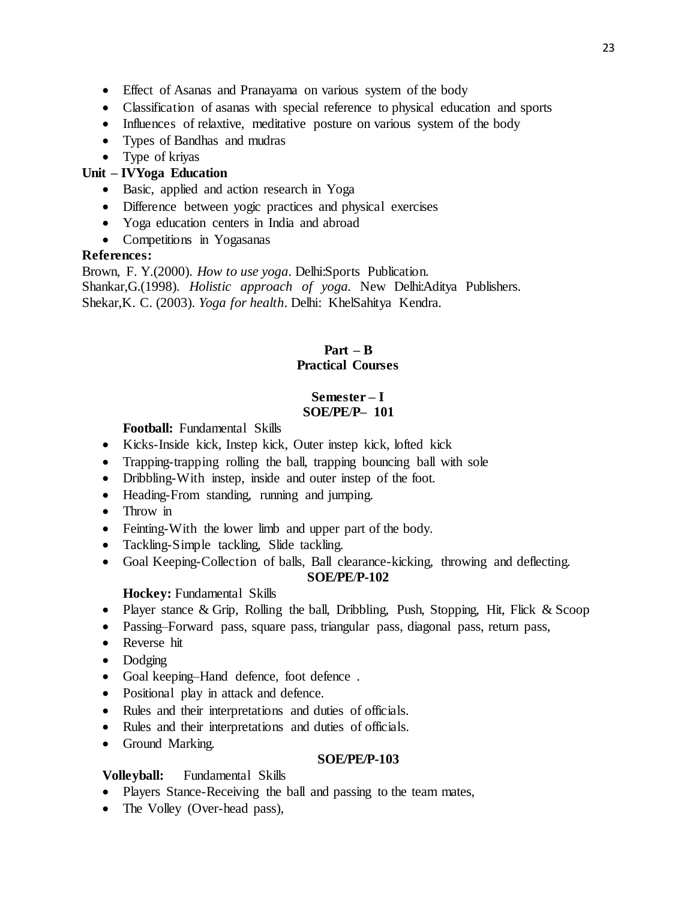- Effect of Asanas and Pranayama on various system of the body
- Classification of asanas with special reference to physical education and sports
- Influences of relaxtive, meditative posture on various system of the body
- Types of Bandhas and mudras
- Type of kriyas

**Unit – IVYoga Education**

- Basic, applied and action research in Yoga
- Difference between yogic practices and physical exercises
- Yoga education centers in India and abroad
- Competitions in Yogasanas

**References:**

Brown, F. Y.(2000). *How to use yoga*. Delhi:Sports Publication.
Shankar,G.(1998). *Holistic approach of yoga.* New Delhi:Aditya Publishers.
Shekar,K. C. (2003). *Yoga for health*. Delhi: KhelSahitya Kendra.

## Part – B
## Practical Courses

### Semester – I
### SOE/PE/P– 101

**Football:** Fundamental Skills

- Kicks-Inside kick, Instep kick, Outer instep kick, lofted kick
- Trapping-trapping rolling the ball, trapping bouncing ball with sole
- Dribbling-With instep, inside and outer instep of the foot.
- Heading-From standing, running and jumping.
- Throw in
- Feinting-With the lower limb and upper part of the body.
- Tackling-Simple tackling, Slide tackling.
- Goal Keeping-Collection of balls, Ball clearance-kicking, throwing and deflecting.

### SOE/PE/P-102

**Hockey:** Fundamental Skills

- Player stance & Grip, Rolling the ball, Dribbling, Push, Stopping, Hit, Flick & Scoop
- Passing–Forward pass, square pass, triangular pass, diagonal pass, return pass,
- Reverse hit
- Dodging
- Goal keeping–Hand defence, foot defence .
- Positional play in attack and defence.
- Rules and their interpretations and duties of officials.
- Rules and their interpretations and duties of officials.
- Ground Marking.

### SOE/PE/P-103

**Volleyball:** Fundamental Skills

- Players Stance-Receiving the ball and passing to the team mates,
- The Volley (Over-head pass),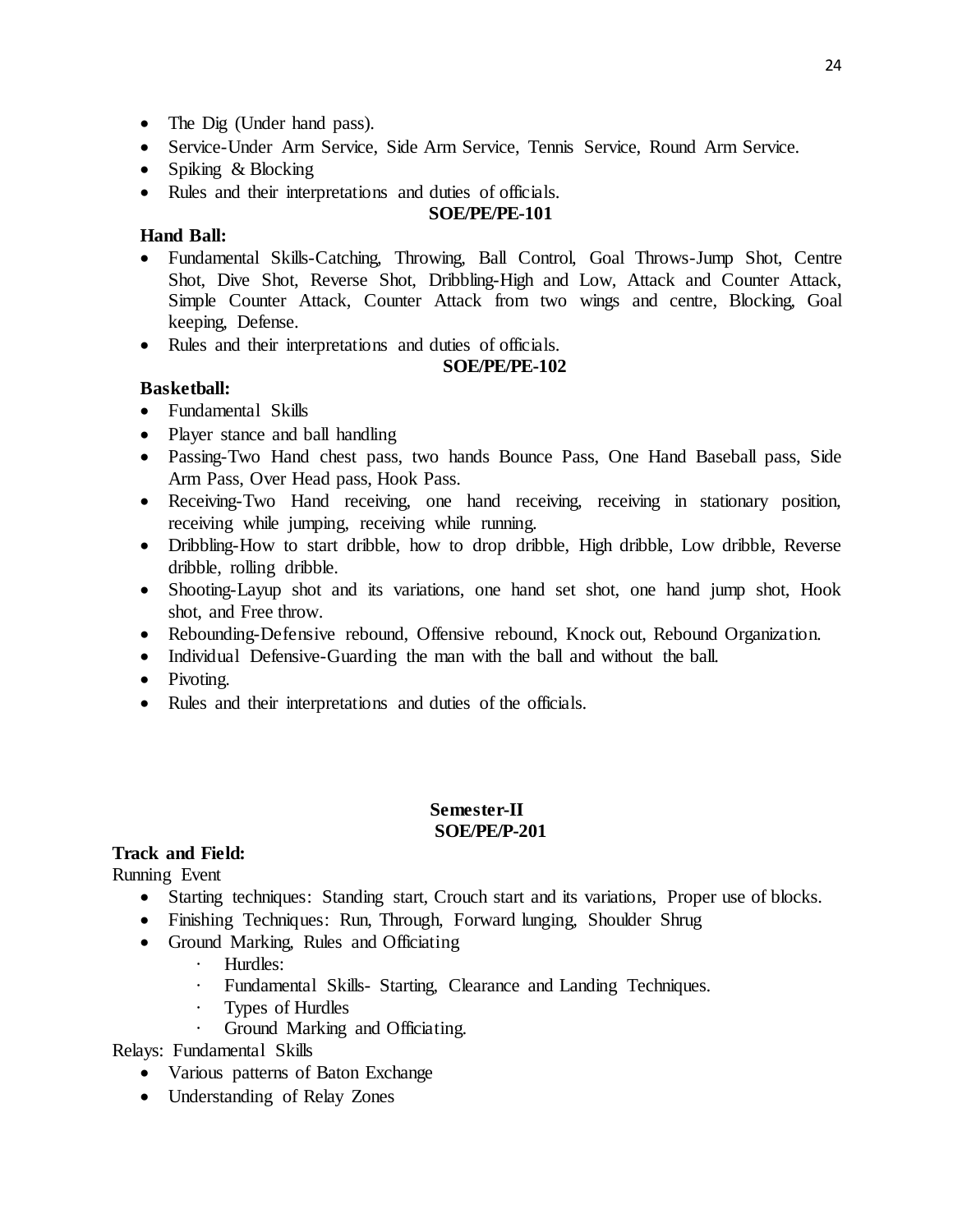- The Dig (Under hand pass).
- Service-Under Arm Service, Side Arm Service, Tennis Service, Round Arm Service.
- Spiking & Blocking
- Rules and their interpretations and duties of officials.

**SOE/PE/PE-101**

**Hand Ball:**

- Fundamental Skills-Catching, Throwing, Ball Control, Goal Throws-Jump Shot, Centre Shot, Dive Shot, Reverse Shot, Dribbling-High and Low, Attack and Counter Attack, Simple Counter Attack, Counter Attack from two wings and centre, Blocking, Goal keeping, Defense.
- Rules and their interpretations and duties of officials.

**SOE/PE/PE-102**

**Basketball:**

- Fundamental Skills
- Player stance and ball handling
- Passing-Two Hand chest pass, two hands Bounce Pass, One Hand Baseball pass, Side Arm Pass, Over Head pass, Hook Pass.
- Receiving-Two Hand receiving, one hand receiving, receiving in stationary position, receiving while jumping, receiving while running.
- Dribbling-How to start dribble, how to drop dribble, High dribble, Low dribble, Reverse dribble, rolling dribble.
- Shooting-Layup shot and its variations, one hand set shot, one hand jump shot, Hook shot, and Free throw.
- Rebounding-Defensive rebound, Offensive rebound, Knock out, Rebound Organization.
- Individual Defensive-Guarding the man with the ball and without the ball.
- Pivoting.
- Rules and their interpretations and duties of the officials.

## Semester-II

**SOE/PE/P-201**

**Track and Field:**

Running Event

- Starting techniques: Standing start, Crouch start and its variations, Proper use of blocks.
- Finishing Techniques: Run, Through, Forward lunging, Shoulder Shrug
- Ground Marking, Rules and Officiating
    - Hurdles:
    - Fundamental Skills- Starting, Clearance and Landing Techniques.
    - Types of Hurdles
    - Ground Marking and Officiating.

Relays: Fundamental Skills

- Various patterns of Baton Exchange
- Understanding of Relay Zones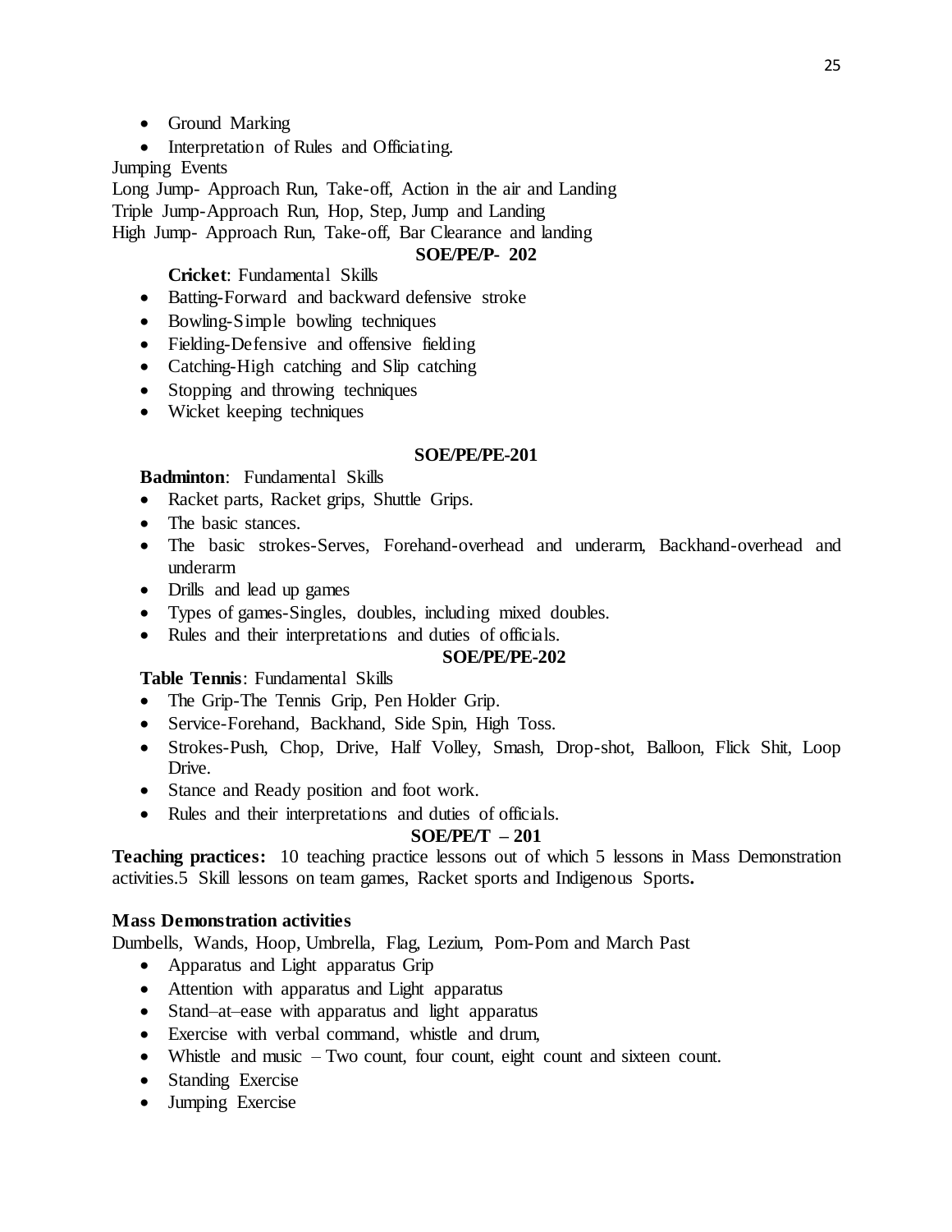- Ground Marking
- Interpretation of Rules and Officiating.

Jumping Events

Long Jump- Approach Run, Take-off, Action in the air and Landing

Triple Jump-Approach Run, Hop, Step, Jump and Landing

High Jump- Approach Run, Take-off, Bar Clearance and landing

**SOE/PE/P- 202**

**Cricket**: Fundamental Skills

- Batting-Forward and backward defensive stroke
- Bowling-Simple bowling techniques
- Fielding-Defensive and offensive fielding
- Catching-High catching and Slip catching
- Stopping and throwing techniques
- Wicket keeping techniques

**SOE/PE/PE-201**

**Badminton**: Fundamental Skills

- Racket parts, Racket grips, Shuttle Grips.
- The basic stances.
- The basic strokes-Serves, Forehand-overhead and underarm, Backhand-overhead and underarm
- Drills and lead up games
- Types of games-Singles, doubles, including mixed doubles.
- Rules and their interpretations and duties of officials.

**SOE/PE/PE-202**

**Table Tennis**: Fundamental Skills

- The Grip-The Tennis Grip, Pen Holder Grip.
- Service-Forehand, Backhand, Side Spin, High Toss.
- Strokes-Push, Chop, Drive, Half Volley, Smash, Drop-shot, Balloon, Flick Shit, Loop Drive.
- Stance and Ready position and foot work.
- Rules and their interpretations and duties of officials.

**SOE/PE/T – 201**

**Teaching practices:** 10 teaching practice lessons out of which 5 lessons in Mass Demonstration activities.5 Skill lessons on team games, Racket sports and Indigenous Sports**.**

**Mass Demonstration activities**

Dumbells, Wands, Hoop, Umbrella, Flag, Lezium, Pom-Pom and March Past

- Apparatus and Light apparatus Grip
- Attention with apparatus and Light apparatus
- Stand–at–ease with apparatus and light apparatus
- Exercise with verbal command, whistle and drum,
- Whistle and music – Two count, four count, eight count and sixteen count.
- Standing Exercise
- Jumping Exercise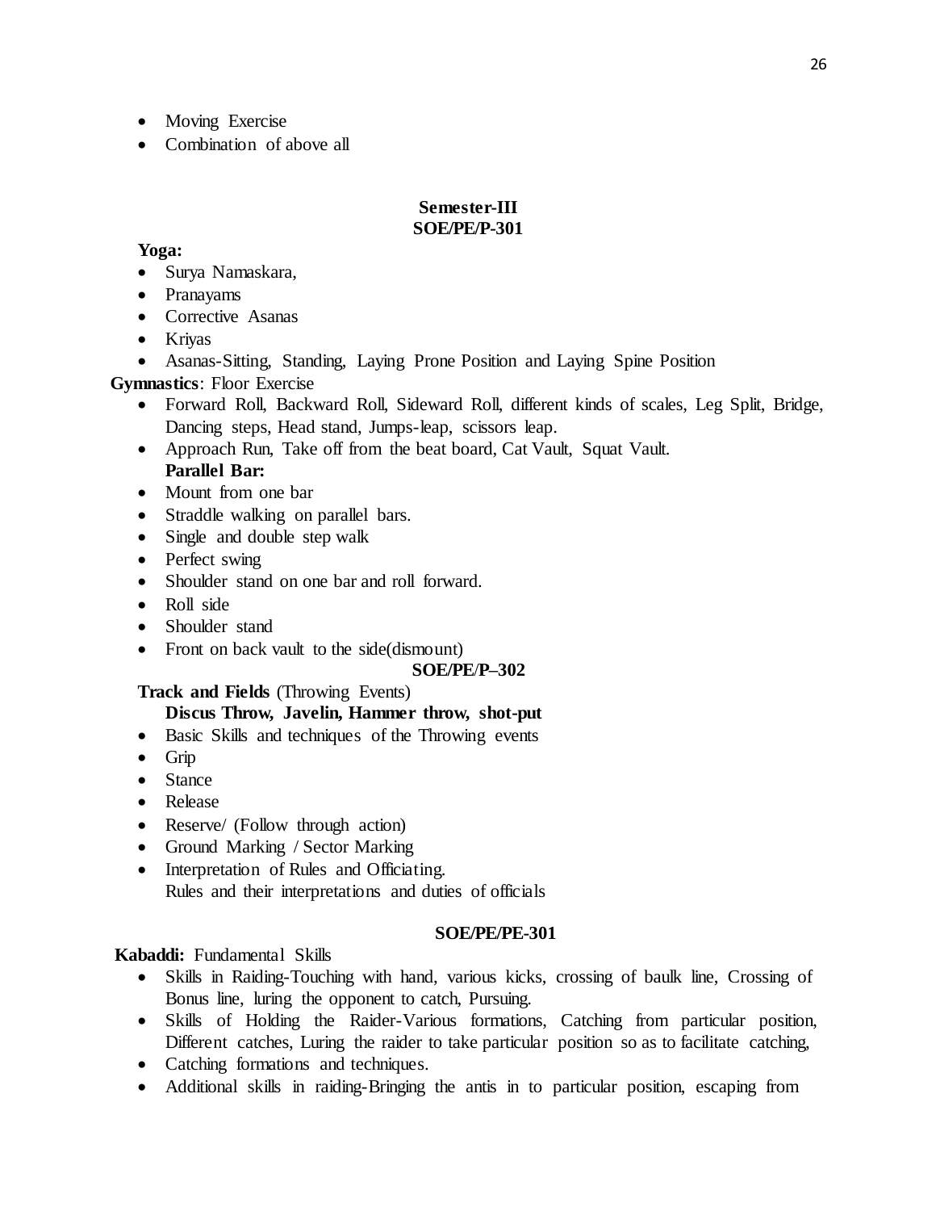- Moving Exercise
- Combination of above all

## Semester-III

### SOE/PE/P-301

**Yoga:**

- Surya Namaskara,
- Pranayams
- Corrective Asanas
- Kriyas
- Asanas-Sitting, Standing, Laying Prone Position and Laying Spine Position

**Gymnastics**: Floor Exercise

- Forward Roll, Backward Roll, Sideward Roll, different kinds of scales, Leg Split, Bridge, Dancing steps, Head stand, Jumps-leap, scissors leap.
- Approach Run, Take off from the beat board, Cat Vault, Squat Vault.

**Parallel Bar:**

- Mount from one bar
- Straddle walking on parallel bars.
- Single and double step walk
- Perfect swing
- Shoulder stand on one bar and roll forward.
- Roll side
- Shoulder stand
- Front on back vault to the side(dismount)

### SOE/PE/P–302

**Track and Fields** (Throwing Events)

**Discus Throw, Javelin, Hammer throw, shot-put**

- Basic Skills and techniques of the Throwing events
- Grip
- Stance
- Release
- Reserve/ (Follow through action)
- Ground Marking / Sector Marking
- Interpretation of Rules and Officiating.
  Rules and their interpretations and duties of officials

### SOE/PE/PE-301

**Kabaddi:** Fundamental Skills

- Skills in Raiding-Touching with hand, various kicks, crossing of baulk line, Crossing of Bonus line, luring the opponent to catch, Pursuing.
- Skills of Holding the Raider-Various formations, Catching from particular position, Different catches, Luring the raider to take particular position so as to facilitate catching,
- Catching formations and techniques.
- Additional skills in raiding-Bringing the antis in to particular position, escaping from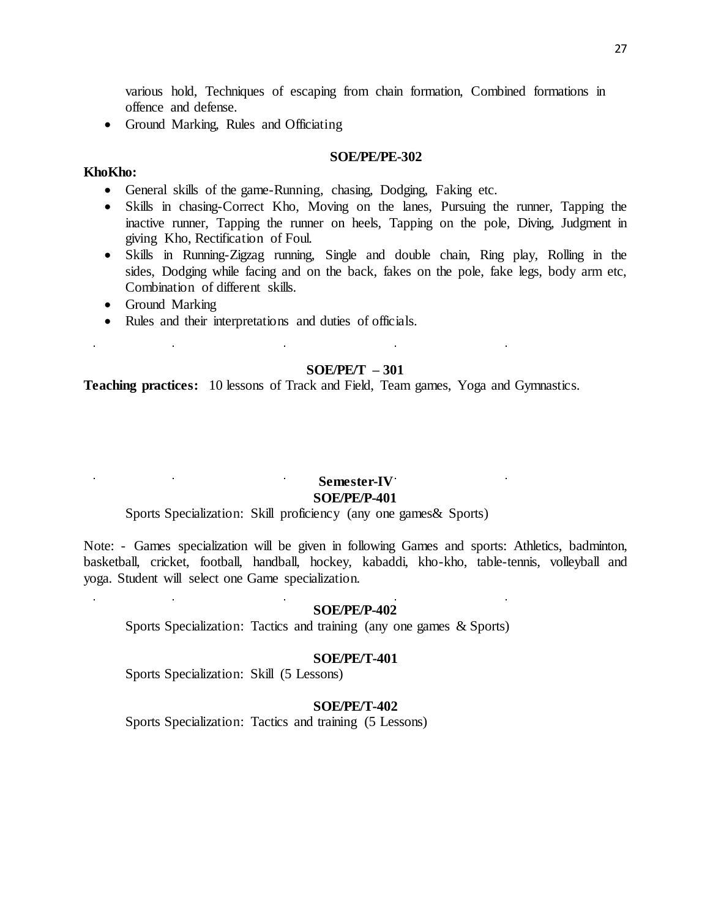various hold, Techniques of escaping from chain formation, Combined formations in offence and defense.

- Ground Marking, Rules and Officiating

**SOE/PE/PE-302**

**KhoKho:**

- General skills of the game-Running, chasing, Dodging, Faking etc.
- Skills in chasing-Correct Kho, Moving on the lanes, Pursuing the runner, Tapping the inactive runner, Tapping the runner on heels, Tapping on the pole, Diving, Judgment in giving Kho, Rectification of Foul.
- Skills in Running-Zigzag running, Single and double chain, Ring play, Rolling in the sides, Dodging while facing and on the back, fakes on the pole, fake legs, body arm etc, Combination of different skills.
- Ground Marking
- Rules and their interpretations and duties of officials.

**SOE/PE/T – 301**

**Teaching practices:** 10 lessons of Track and Field, Team games, Yoga and Gymnastics.

**Semester-IV**

**SOE/PE/P-401**

Sports Specialization: Skill proficiency (any one games& Sports)

Note: - Games specialization will be given in following Games and sports: Athletics, badminton, basketball, cricket, football, handball, hockey, kabaddi, kho-kho, table-tennis, volleyball and yoga. Student will select one Game specialization.

**SOE/PE/P-402**

Sports Specialization: Tactics and training (any one games & Sports)

**SOE/PE/T-401**

Sports Specialization: Skill (5 Lessons)

**SOE/PE/T-402**

Sports Specialization: Tactics and training (5 Lessons)